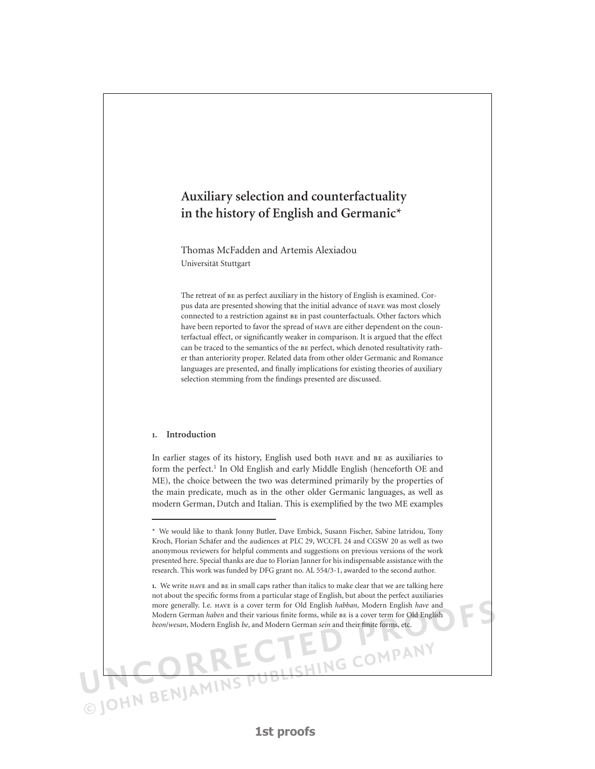# Auxiliary selection and counterfactuality in the history of English and Germanic*

Thomas McFadden and Artemis Alexiadou
Universität Stuttgart

The retreat of BE as perfect auxiliary in the history of English is examined. Corpus data are presented showing that the initial advance of HAVE was most closely connected to a restriction against BE in past counterfactuals. Other factors which have been reported to favor the spread of HAVE are either dependent on the counterfactual effect, or significantly weaker in comparison. It is argued that the effect can be traced to the semantics of the BE perfect, which denoted resultativity rather than anteriority proper. Related data from other older Germanic and Romance languages are presented, and finally implications for existing theories of auxiliary selection stemming from the findings presented are discussed.

## 1. Introduction

In earlier stages of its history, English used both HAVE and BE as auxiliaries to form the perfect.[1] In Old English and early Middle English (henceforth OE and ME), the choice between the two was determined primarily by the properties of the main predicate, much as in the other older Germanic languages, as well as modern German, Dutch and Italian. This is exemplified by the two ME examples

---

\* We would like to thank Jonny Butler, Dave Embick, Susann Fischer, Sabine Iatridou, Tony Kroch, Florian Schäfer and the audiences at PLC 29, WCCFL 24 and CGSW 20 as well as two anonymous reviewers for helpful comments and suggestions on previous versions of the work presented here. Special thanks are due to Florian Janner for his indispensable assistance with the research. This work was funded by DFG grant no. AL 554/3-1, awarded to the second author.

1. We write HAVE and BE in small caps rather than italics to make clear that we are talking here not about the specific forms from a particular stage of English, but about the perfect auxiliaries more generally. I.e. HAVE is a cover term for Old English *habban*, Modern English *have* and Modern German *haben* and their various finite forms, while BE is a cover term for Old English *beon*/*wesan*, Modern English *be*, and Modern German *sein* and their finite forms, etc.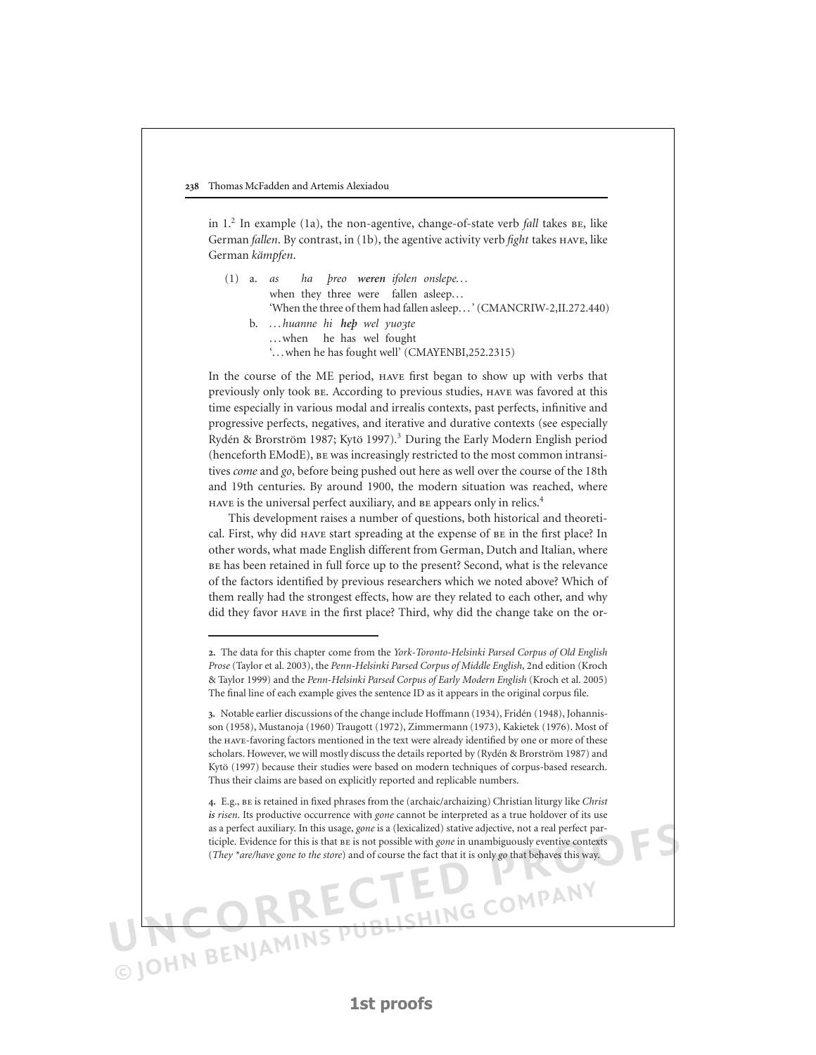in 1.[2] In example (1a), the non-agentive, change-of-state verb *fall* takes BE, like German *fallen*. By contrast, in (1b), the agentive activity verb *fight* takes HAVE, like German *kämpfen*.

(1) a. *as ha þreo **weren** ifolen onslepe…*
when they three were fallen asleep…
'When the three of them had fallen asleep…' (CMANCRIW-2,II.272.440)

b. *…huanne hi **heþ** wel yuoȝte*
…when he has wel fought
'…when he has fought well' (CMAYENBI,252.2315)

In the course of the ME period, HAVE first began to show up with verbs that previously only took BE. According to previous studies, HAVE was favored at this time especially in various modal and irrealis contexts, past perfects, infinitive and progressive perfects, negatives, and iterative and durative contexts (see especially Rydén & Brorström 1987; Kytö 1997).[3] During the Early Modern English period (henceforth EModE), BE was increasingly restricted to the most common intransitives *come* and *go*, before being pushed out here as well over the course of the 18th and 19th centuries. By around 1900, the modern situation was reached, where HAVE is the universal perfect auxiliary, and BE appears only in relics.[4]

This development raises a number of questions, both historical and theoretical. First, why did HAVE start spreading at the expense of BE in the first place? In other words, what made English different from German, Dutch and Italian, where BE has been retained in full force up to the present? Second, what is the relevance of the factors identified by previous researchers which we noted above? Which of them really had the strongest effects, how are they related to each other, and why did they favor HAVE in the first place? Third, why did the change take on the or-

---

2. The data for this chapter come from the *York-Toronto-Helsinki Parsed Corpus of Old English Prose* (Taylor et al. 2003), the *Penn-Helsinki Parsed Corpus of Middle English*, 2nd edition (Kroch & Taylor 1999) and the *Penn-Helsinki Parsed Corpus of Early Modern English* (Kroch et al. 2005) The final line of each example gives the sentence ID as it appears in the original corpus file.

3. Notable earlier discussions of the change include Hoffmann (1934), Fridén (1948), Johannisson (1958), Mustanoja (1960) Traugott (1972), Zimmermann (1973), Kakietek (1976). Most of the HAVE-favoring factors mentioned in the text were already identified by one or more of these scholars. However, we will mostly discuss the details reported by (Rydén & Brorström 1987) and Kytö (1997) because their studies were based on modern techniques of corpus-based research. Thus their claims are based on explicitly reported and replicable numbers.

4. E.g., BE is retained in fixed phrases from the (archaic/archaizing) Christian liturgy like *Christ is risen*. Its productive occurrence with *gone* cannot be interpreted as a true holdover of its use as a perfect auxiliary. In this usage, *gone* is a (lexicalized) stative adjective, not a real perfect participle. Evidence for this is that BE is not possible with *gone* in unambiguously eventive contexts (*They \*are/have gone to the store*) and of course the fact that it is only *go* that behaves this way.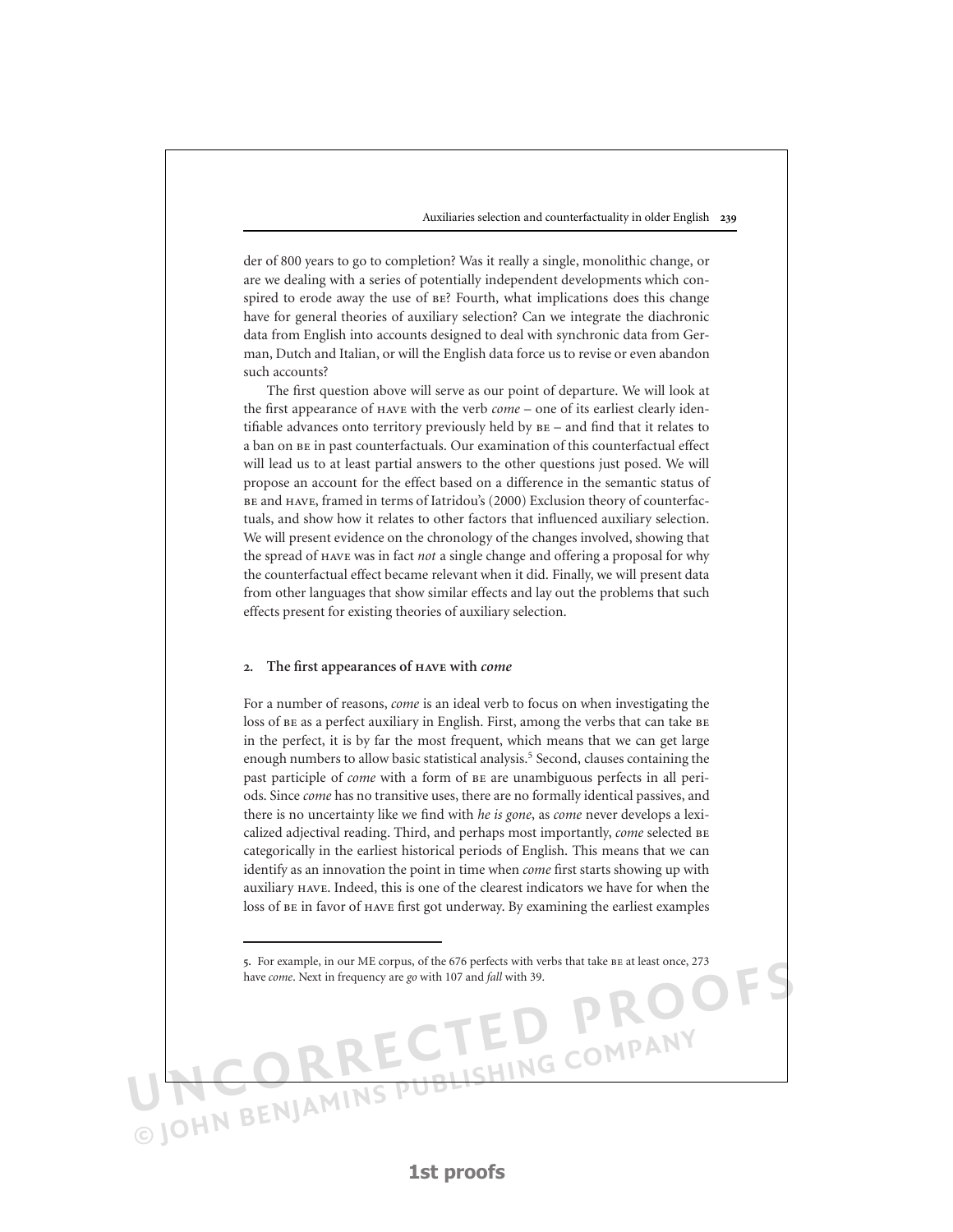der of 800 years to go to completion? Was it really a single, monolithic change, or are we dealing with a series of potentially independent developments which conspired to erode away the use of BE? Fourth, what implications does this change have for general theories of auxiliary selection? Can we integrate the diachronic data from English into accounts designed to deal with synchronic data from German, Dutch and Italian, or will the English data force us to revise or even abandon such accounts?

The first question above will serve as our point of departure. We will look at the first appearance of HAVE with the verb *come* – one of its earliest clearly identifiable advances onto territory previously held by BE – and find that it relates to a ban on BE in past counterfactuals. Our examination of this counterfactual effect will lead us to at least partial answers to the other questions just posed. We will propose an account for the effect based on a difference in the semantic status of BE and HAVE, framed in terms of Iatridou's (2000) Exclusion theory of counterfactuals, and show how it relates to other factors that influenced auxiliary selection. We will present evidence on the chronology of the changes involved, showing that the spread of HAVE was in fact *not* a single change and offering a proposal for why the counterfactual effect became relevant when it did. Finally, we will present data from other languages that show similar effects and lay out the problems that such effects present for existing theories of auxiliary selection.

## 2. The first appearances of HAVE with *come*

For a number of reasons, *come* is an ideal verb to focus on when investigating the loss of BE as a perfect auxiliary in English. First, among the verbs that can take BE in the perfect, it is by far the most frequent, which means that we can get large enough numbers to allow basic statistical analysis.[5] Second, clauses containing the past participle of *come* with a form of BE are unambiguous perfects in all periods. Since *come* has no transitive uses, there are no formally identical passives, and there is no uncertainty like we find with *he is gone*, as *come* never develops a lexicalized adjectival reading. Third, and perhaps most importantly, *come* selected BE categorically in the earliest historical periods of English. This means that we can identify as an innovation the point in time when *come* first starts showing up with auxiliary HAVE. Indeed, this is one of the clearest indicators we have for when the loss of BE in favor of HAVE first got underway. By examining the earliest examples

5. For example, in our ME corpus, of the 676 perfects with verbs that take BE at least once, 273 have *come*. Next in frequency are *go* with 107 and *fall* with 39.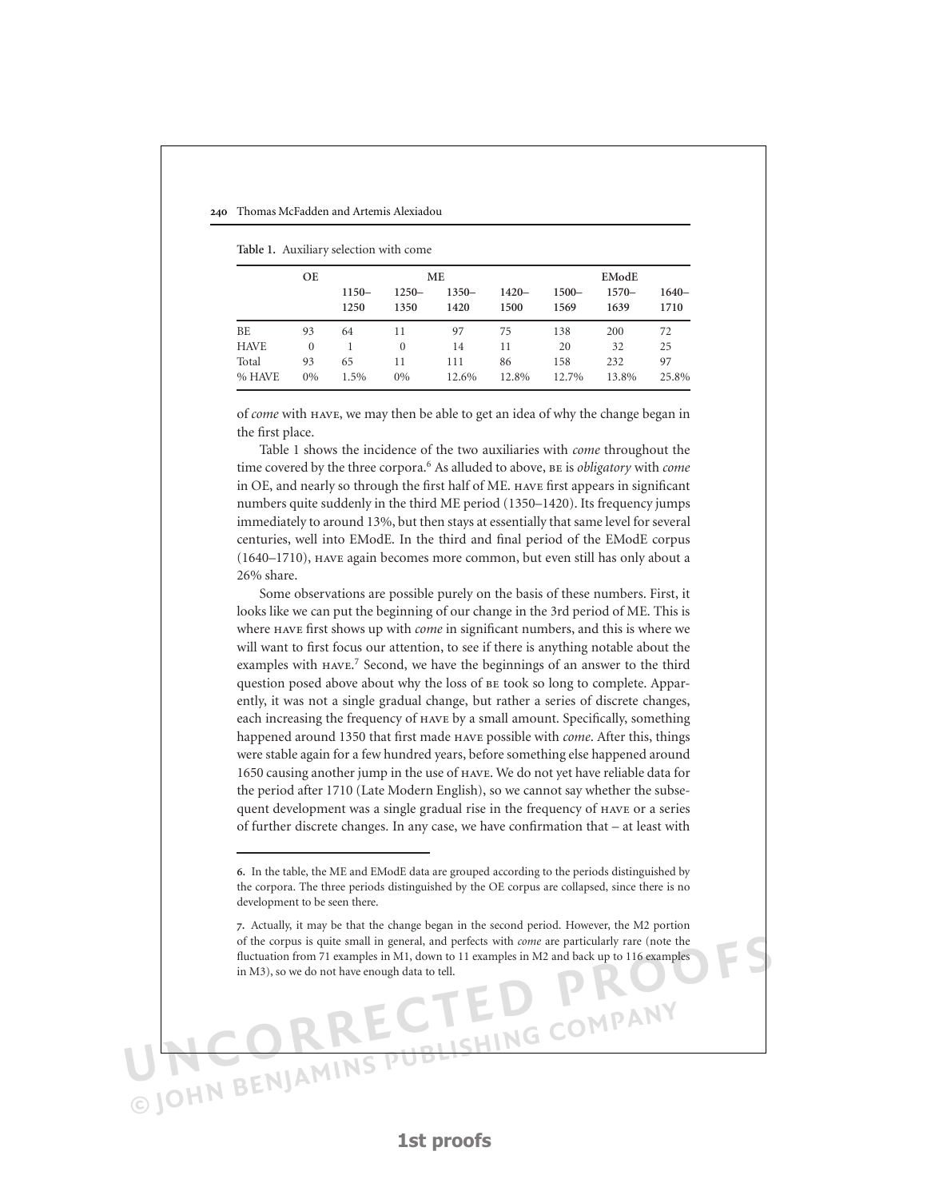**Table 1.** Auxiliary selection with come

| | OE | ME | | | | EModE | | |
|---|---|---|---|---|---|---|---|---|
| | | 1150–1250 | 1250–1350 | 1350–1420 | 1420–1500 | 1500–1569 | 1570–1639 | 1640–1710 |
| BE | 93 | 64 | 11 | 97 | 75 | 138 | 200 | 72 |
| HAVE | 0 | 1 | 0 | 14 | 11 | 20 | 32 | 25 |
| Total | 93 | 65 | 11 | 111 | 86 | 158 | 232 | 97 |
| % HAVE | 0% | 1.5% | 0% | 12.6% | 12.8% | 12.7% | 13.8% | 25.8% |

of *come* with HAVE, we may then be able to get an idea of why the change began in the first place.

Table 1 shows the incidence of the two auxiliaries with *come* throughout the time covered by the three corpora.[6] As alluded to above, BE is *obligatory* with *come* in OE, and nearly so through the first half of ME. HAVE first appears in significant numbers quite suddenly in the third ME period (1350–1420). Its frequency jumps immediately to around 13%, but then stays at essentially that same level for several centuries, well into EModE. In the third and final period of the EModE corpus (1640–1710), HAVE again becomes more common, but even still has only about a 26% share.

Some observations are possible purely on the basis of these numbers. First, it looks like we can put the beginning of our change in the 3rd period of ME. This is where HAVE first shows up with *come* in significant numbers, and this is where we will want to first focus our attention, to see if there is anything notable about the examples with HAVE.[7] Second, we have the beginnings of an answer to the third question posed above about why the loss of BE took so long to complete. Apparently, it was not a single gradual change, but rather a series of discrete changes, each increasing the frequency of HAVE by a small amount. Specifically, something happened around 1350 that first made HAVE possible with *come*. After this, things were stable again for a few hundred years, before something else happened around 1650 causing another jump in the use of HAVE. We do not yet have reliable data for the period after 1710 (Late Modern English), so we cannot say whether the subsequent development was a single gradual rise in the frequency of HAVE or a series of further discrete changes. In any case, we have confirmation that – at least with

---

6. In the table, the ME and EModE data are grouped according to the periods distinguished by the corpora. The three periods distinguished by the OE corpus are collapsed, since there is no development to be seen there.

7. Actually, it may be that the change began in the second period. However, the M2 portion of the corpus is quite small in general, and perfects with *come* are particularly rare (note the fluctuation from 71 examples in M1, down to 11 examples in M2 and back up to 116 examples in M3), so we do not have enough data to tell.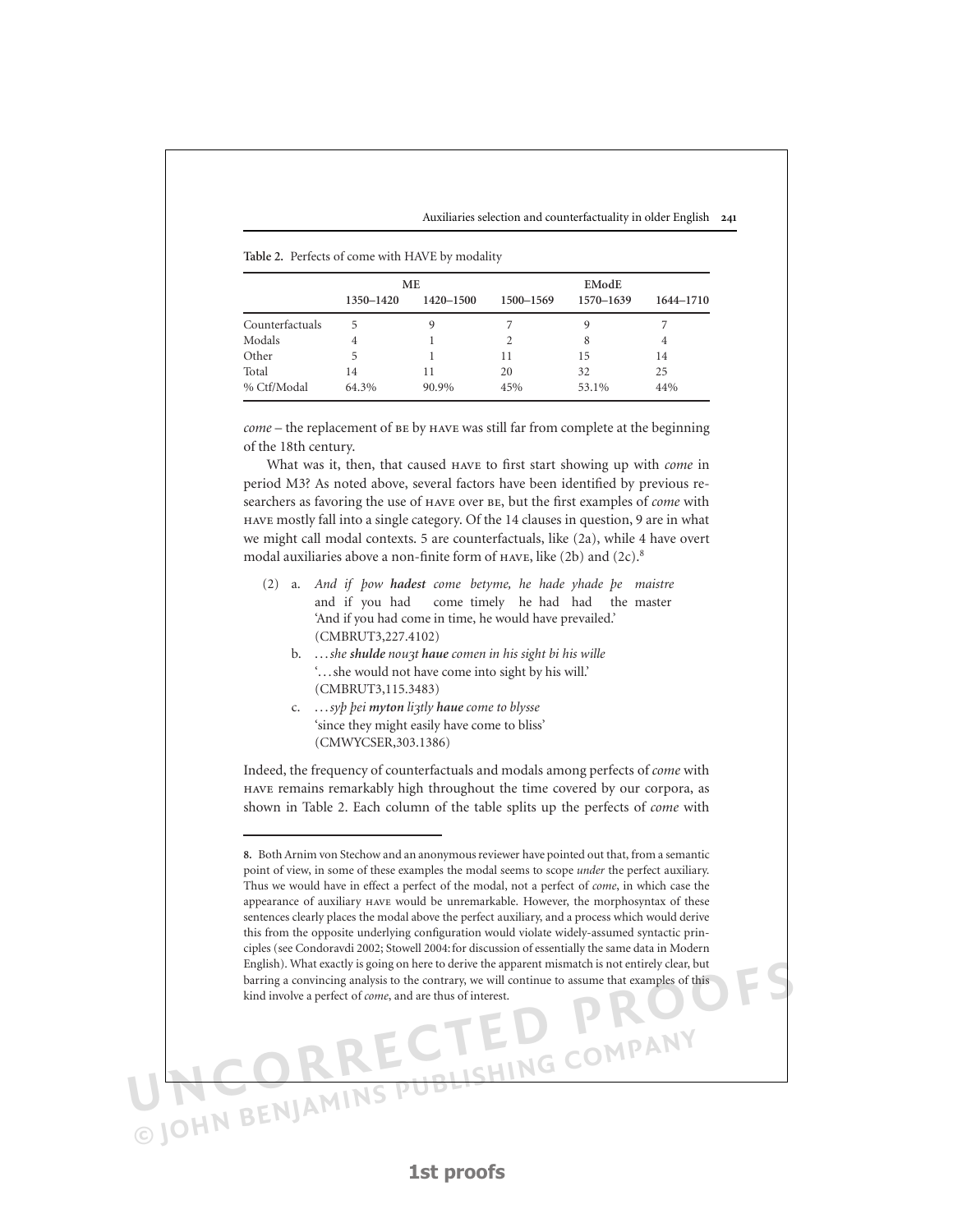**Table 2.** Perfects of come with HAVE by modality

| | ME | | | EModE | |
|---|---|---|---|---|---|
| | 1350–1420 | 1420–1500 | 1500–1569 | 1570–1639 | 1644–1710 |
| Counterfactuals | 5 | 9 | 7 | 9 | 7 |
| Modals | 4 | 1 | 2 | 8 | 4 |
| Other | 5 | 1 | 11 | 15 | 14 |
| Total | 14 | 11 | 20 | 32 | 25 |
| % Ctf/Modal | 64.3% | 90.9% | 45% | 53.1% | 44% |

*come* – the replacement of BE by HAVE was still far from complete at the beginning of the 18th century.

What was it, then, that caused HAVE to first start showing up with *come* in period M3? As noted above, several factors have been identified by previous researchers as favoring the use of HAVE over BE, but the first examples of *come* with HAVE mostly fall into a single category. Of the 14 clauses in question, 9 are in what we might call modal contexts. 5 are counterfactuals, like (2a), while 4 have overt modal auxiliaries above a non-finite form of HAVE, like (2b) and (2c).[8]

(2) a. *And if þow **hadest** come betyme, he hade yhade þe maistre*
and if you had come timely he had had the master
'And if you had come in time, he would have prevailed.'
(CMBRUT3,227.4102)

b. *…she **shulde** nouȝt **haue** comen in his sight bi his wille*
'…she would not have come into sight by his will.'
(CMBRUT3,115.3483)

c. *…syþ þei **myton** liȝtly **haue** come to blysse*
'since they might easily have come to bliss'
(CMWYCSER,303.1386)

Indeed, the frequency of counterfactuals and modals among perfects of *come* with HAVE remains remarkably high throughout the time covered by our corpora, as shown in Table 2. Each column of the table splits up the perfects of *come* with

---

**8.** Both Arnim von Stechow and an anonymous reviewer have pointed out that, from a semantic point of view, in some of these examples the modal seems to scope *under* the perfect auxiliary. Thus we would have in effect a perfect of the modal, not a perfect of *come*, in which case the appearance of auxiliary HAVE would be unremarkable. However, the morphosyntax of these sentences clearly places the modal above the perfect auxiliary, and a process which would derive this from the opposite underlying configuration would violate widely-assumed syntactic principles (see Condoravdi 2002; Stowell 2004: for discussion of essentially the same data in Modern English). What exactly is going on here to derive the apparent mismatch is not entirely clear, but barring a convincing analysis to the contrary, we will continue to assume that examples of this kind involve a perfect of *come*, and are thus of interest.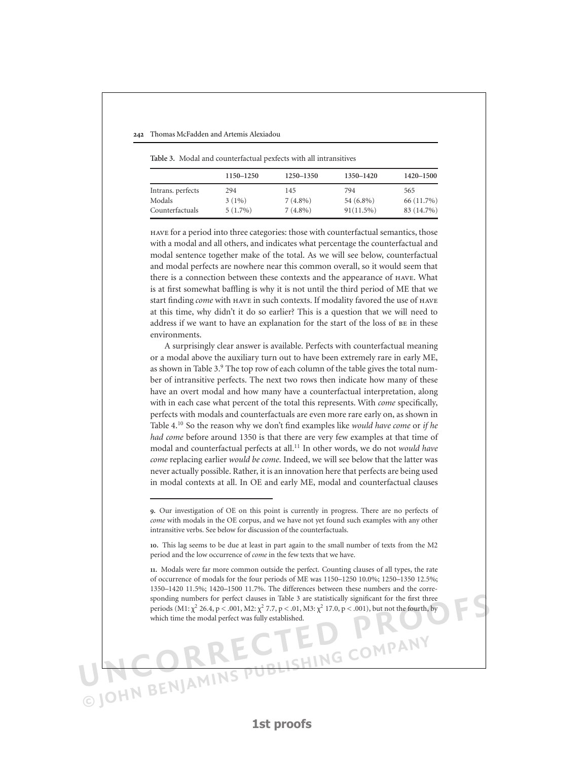**Table 3.** Modal and counterfactual pexfects with all intransitives

| | 1150–1250 | 1250–1350 | 1350–1420 | 1420–1500 |
|---|---|---|---|---|
| Intrans. perfects | 294 | 145 | 794 | 565 |
| Modals | 3 (1%) | 7 (4.8%) | 54 (6.8%) | 66 (11.7%) |
| Counterfactuals | 5 (1.7%) | 7 (4.8%) | 91(11.5%) | 83 (14.7%) |

HAVE for a period into three categories: those with counterfactual semantics, those with a modal and all others, and indicates what percentage the counterfactual and modal sentence together make of the total. As we will see below, counterfactual and modal perfects are nowhere near this common overall, so it would seem that there is a connection between these contexts and the appearance of HAVE. What is at first somewhat baffling is why it is not until the third period of ME that we start finding *come* with HAVE in such contexts. If modality favored the use of HAVE at this time, why didn't it do so earlier? This is a question that we will need to address if we want to have an explanation for the start of the loss of BE in these environments.

A surprisingly clear answer is available. Perfects with counterfactual meaning or a modal above the auxiliary turn out to have been extremely rare in early ME, as shown in Table 3.[9] The top row of each column of the table gives the total number of intransitive perfects. The next two rows then indicate how many of these have an overt modal and how many have a counterfactual interpretation, along with in each case what percent of the total this represents. With *come* specifically, perfects with modals and counterfactuals are even more rare early on, as shown in Table 4.[10] So the reason why we don't find examples like *would have come* or *if he had come* before around 1350 is that there are very few examples at that time of modal and counterfactual perfects at all.[11] In other words, we do not *would have come* replacing earlier *would be come*. Indeed, we will see below that the latter was never actually possible. Rather, it is an innovation here that perfects are being used in modal contexts at all. In OE and early ME, modal and counterfactual clauses

---

9. Our investigation of OE on this point is currently in progress. There are no perfects of *come* with modals in the OE corpus, and we have not yet found such examples with any other intransitive verbs. See below for discussion of the counterfactuals.

10. This lag seems to be due at least in part again to the small number of texts from the M2 period and the low occurrence of *come* in the few texts that we have.

11. Modals were far more common outside the perfect. Counting clauses of all types, the rate of occurrence of modals for the four periods of ME was 1150–1250 10.0%; 1250–1350 12.5%; 1350–1420 11.5%; 1420–1500 11.7%. The differences between these numbers and the corresponding numbers for perfect clauses in Table 3 are statistically significant for the first three periods (M1: $\chi^2$ 26.4, $p < .001$, M2: $\chi^2$ 7.7, $p < .01$, M3: $\chi^2$ 17.0, $p < .001$), but not the fourth, by which time the modal perfect was fully established.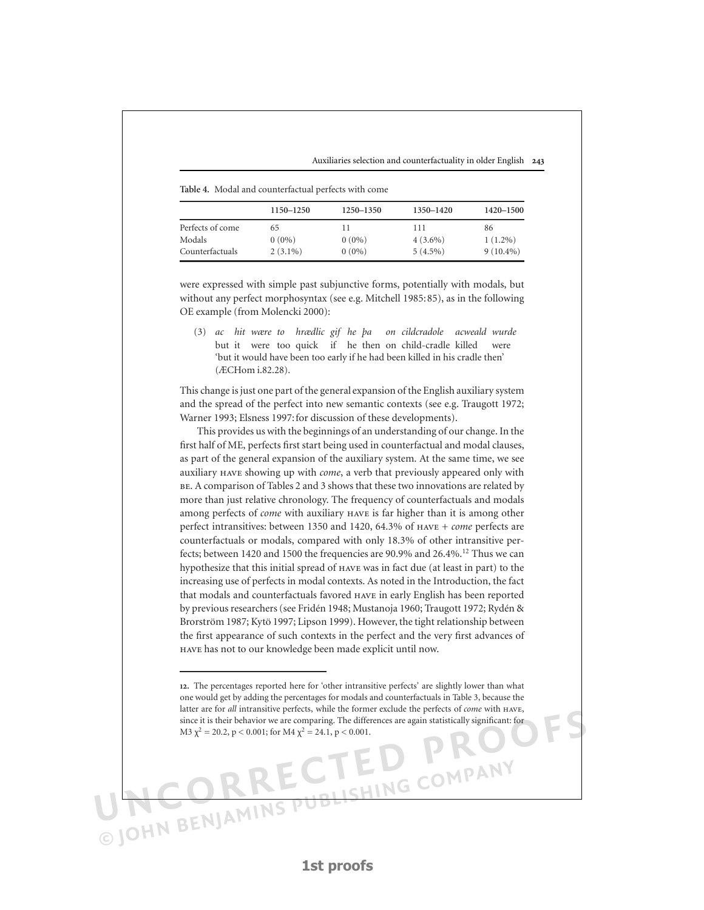**Table 4.** Modal and counterfactual perfects with come

| | 1150–1250 | 1250–1350 | 1350–1420 | 1420–1500 |
|---|---|---|---|---|
| Perfects of come | 65 | 11 | 111 | 86 |
| Modals | 0 (0%) | 0 (0%) | 4 (3.6%) | 1 (1.2%) |
| Counterfactuals | 2 (3.1%) | 0 (0%) | 5 (4.5%) | 9 (10.4%) |

were expressed with simple past subjunctive forms, potentially with modals, but without any perfect morphosyntax (see e.g. Mitchell 1985: 85), as in the following OE example (from Molencki 2000):

(3) *ac hit wære to hrædlic gif he þa on cildcradole acweald wurde*
but it were too quick if he then on child-cradle killed were
'but it would have been too early if he had been killed in his cradle then'
(ÆCHom i.82.28).

This change is just one part of the general expansion of the English auxiliary system and the spread of the perfect into new semantic contexts (see e.g. Traugott 1972; Warner 1993; Elsness 1997: for discussion of these developments).

This provides us with the beginnings of an understanding of our change. In the first half of ME, perfects first start being used in counterfactual and modal clauses, as part of the general expansion of the auxiliary system. At the same time, we see auxiliary HAVE showing up with *come*, a verb that previously appeared only with BE. A comparison of Tables 2 and 3 shows that these two innovations are related by more than just relative chronology. The frequency of counterfactuals and modals among perfects of *come* with auxiliary HAVE is far higher than it is among other perfect intransitives: between 1350 and 1420, 64.3% of HAVE + *come* perfects are counterfactuals or modals, compared with only 18.3% of other intransitive perfects; between 1420 and 1500 the frequencies are 90.9% and 26.4%.[12] Thus we can hypothesize that this initial spread of HAVE was in fact due (at least in part) to the increasing use of perfects in modal contexts. As noted in the Introduction, the fact that modals and counterfactuals favored HAVE in early English has been reported by previous researchers (see Fridén 1948; Mustanoja 1960; Traugott 1972; Rydén & Brorström 1987; Kytö 1997; Lipson 1999). However, the tight relationship between the first appearance of such contexts in the perfect and the very first advances of HAVE has not to our knowledge been made explicit until now.

---

**12.** The percentages reported here for 'other intransitive perfects' are slightly lower than what one would get by adding the percentages for modals and counterfactuals in Table 3, because the latter are for *all* intransitive perfects, while the former exclude the perfects of *come* with HAVE, since it is their behavior we are comparing. The differences are again statistically significant: for M3 $\chi^2 = 20.2$, $p < 0.001$; for M4 $\chi^2 = 24.1$, $p < 0.001$.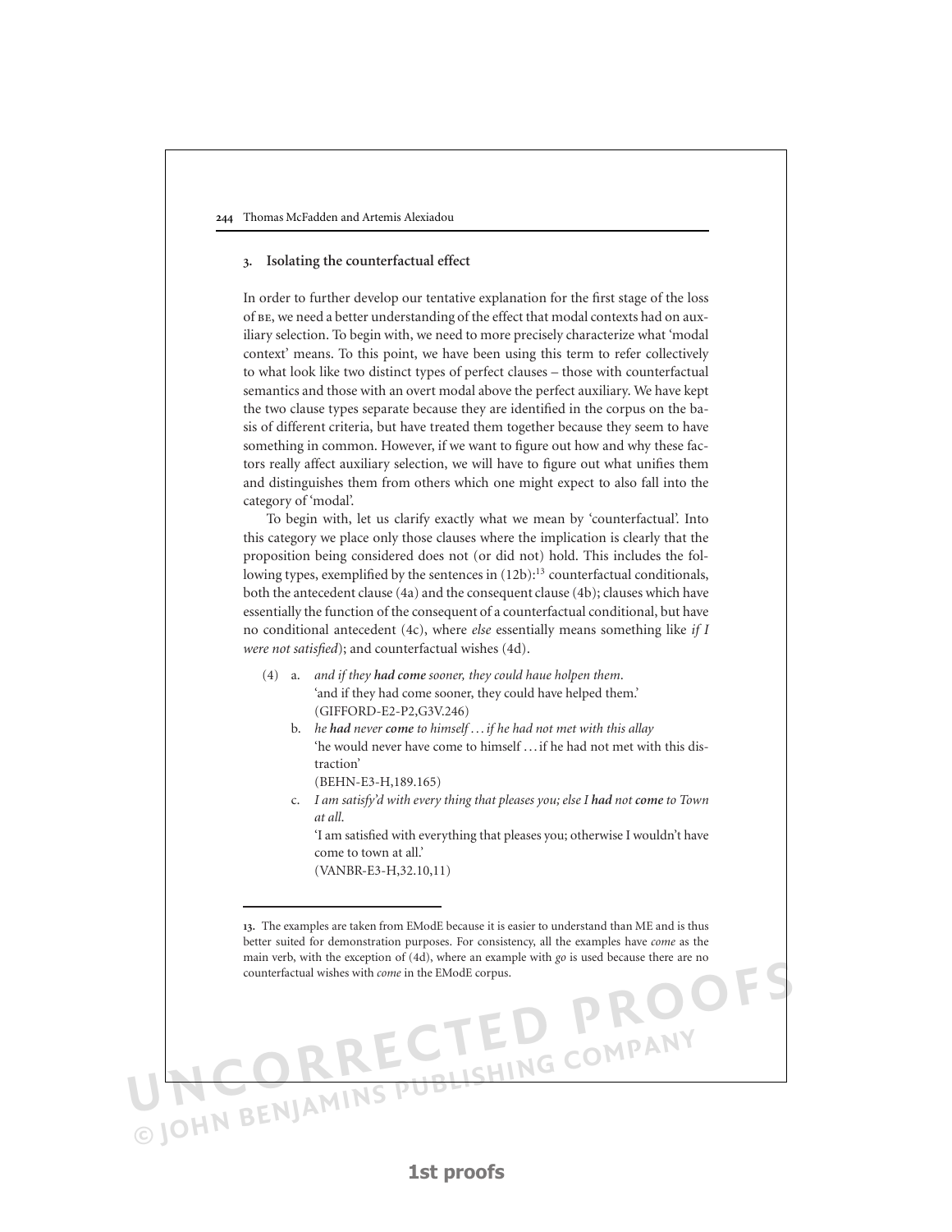## 3. Isolating the counterfactual effect

In order to further develop our tentative explanation for the first stage of the loss of BE, we need a better understanding of the effect that modal contexts had on auxiliary selection. To begin with, we need to more precisely characterize what 'modal context' means. To this point, we have been using this term to refer collectively to what look like two distinct types of perfect clauses – those with counterfactual semantics and those with an overt modal above the perfect auxiliary. We have kept the two clause types separate because they are identified in the corpus on the basis of different criteria, but have treated them together because they seem to have something in common. However, if we want to figure out how and why these factors really affect auxiliary selection, we will have to figure out what unifies them and distinguishes them from others which one might expect to also fall into the category of 'modal'.

To begin with, let us clarify exactly what we mean by 'counterfactual'. Into this category we place only those clauses where the implication is clearly that the proposition being considered does not (or did not) hold. This includes the following types, exemplified by the sentences in (12b):[13] counterfactual conditionals, both the antecedent clause (4a) and the consequent clause (4b); clauses which have essentially the function of the consequent of a counterfactual conditional, but have no conditional antecedent (4c), where *else* essentially means something like *if I were not satisfied*); and counterfactual wishes (4d).

(4) a. *and if they **had come** sooner, they could haue holpen them.*
   'and if they had come sooner, they could have helped them.'
   (GIFFORD-E2-P2,G3V.246)

   b. *he **had** never **come** to himself ... if he had not met with this allay*
   'he would never have come to himself ... if he had not met with this distraction'
   (BEHN-E3-H,189.165)

   c. *I am satisfy'd with every thing that pleases you; else I **had** not **come** to Town at all.*
   'I am satisfied with everything that pleases you; otherwise I wouldn't have come to town at all.'
   (VANBR-E3-H,32.10,11)

---

13. The examples are taken from EModE because it is easier to understand than ME and is thus better suited for demonstration purposes. For consistency, all the examples have *come* as the main verb, with the exception of (4d), where an example with *go* is used because there are no counterfactual wishes with *come* in the EModE corpus.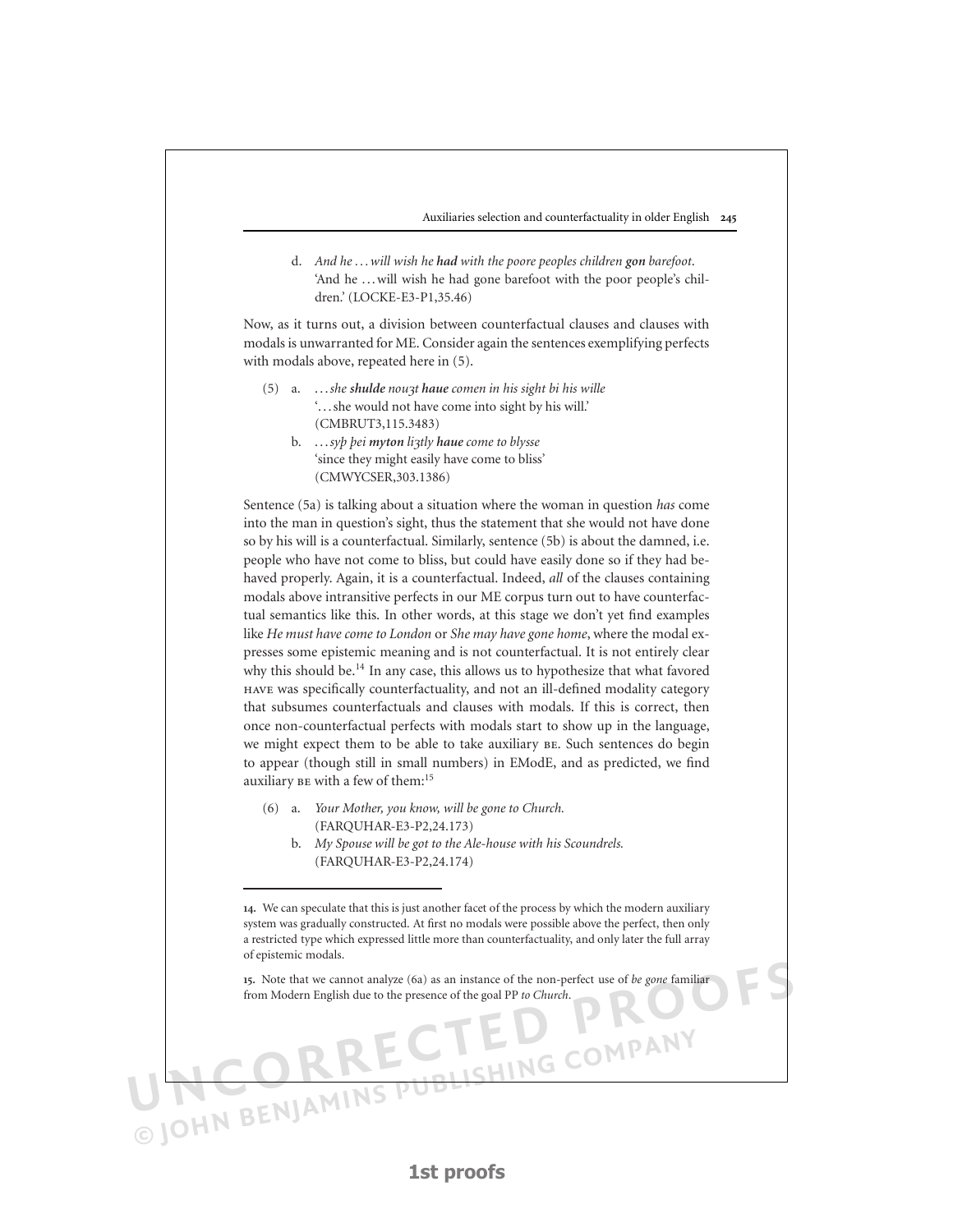d. *And he … will wish he **had** with the poore peoples children **gon** barefoot.*
'And he … will wish he had gone barefoot with the poor people's children.' (LOCKE-E3-P1,35.46)

Now, as it turns out, a division between counterfactual clauses and clauses with modals is unwarranted for ME. Consider again the sentences exemplifying perfects with modals above, repeated here in (5).

(5) a. *… she **shulde** nouȝt **haue** comen in his sight bi his wille*
'… she would not have come into sight by his will.'
(CMBRUT3,115.3483)

b. *… syþ þei **myton** liȝtly **haue** come to blysse*
'since they might easily have come to bliss'
(CMWYCSER,303.1386)

Sentence (5a) is talking about a situation where the woman in question *has* come into the man in question's sight, thus the statement that she would not have done so by his will is a counterfactual. Similarly, sentence (5b) is about the damned, i.e. people who have not come to bliss, but could have easily done so if they had behaved properly. Again, it is a counterfactual. Indeed, *all* of the clauses containing modals above intransitive perfects in our ME corpus turn out to have counterfactual semantics like this. In other words, at this stage we don't yet find examples like *He must have come to London* or *She may have gone home*, where the modal expresses some epistemic meaning and is not counterfactual. It is not entirely clear why this should be.[14] In any case, this allows us to hypothesize that what favored HAVE was specifically counterfactuality, and not an ill-defined modality category that subsumes counterfactuals and clauses with modals. If this is correct, then once non-counterfactual perfects with modals start to show up in the language, we might expect them to be able to take auxiliary BE. Such sentences do begin to appear (though still in small numbers) in EModE, and as predicted, we find auxiliary BE with a few of them:[15]

(6) a. *Your Mother, you know, will be gone to Church.*
(FARQUHAR-E3-P2,24.173)

b. *My Spouse will be got to the Ale-house with his Scoundrels.*
(FARQUHAR-E3-P2,24.174)

---

14. We can speculate that this is just another facet of the process by which the modern auxiliary system was gradually constructed. At first no modals were possible above the perfect, then only a restricted type which expressed little more than counterfactuality, and only later the full array of epistemic modals.

15. Note that we cannot analyze (6a) as an instance of the non-perfect use of *be gone* familiar from Modern English due to the presence of the goal PP *to Church*.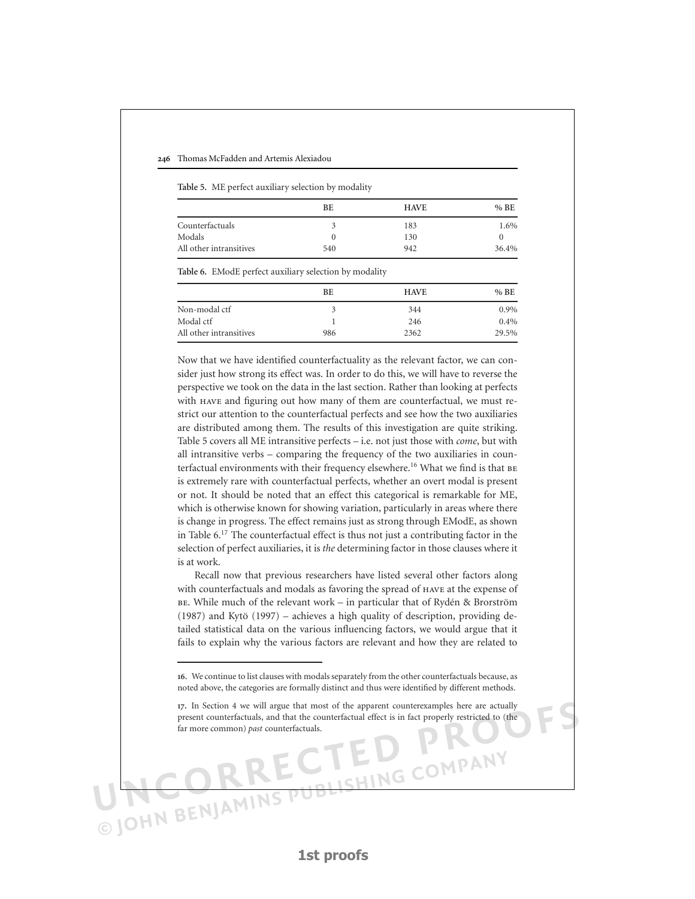**Table 5.** ME perfect auxiliary selection by modality

| | BE | HAVE | % BE |
|---|---|---|---|
| Counterfactuals | 3 | 183 | 1.6% |
| Modals | 0 | 130 | 0 |
| All other intransitives | 540 | 942 | 36.4% |

**Table 6.** EModE perfect auxiliary selection by modality

| | BE | HAVE | % BE |
|---|---|---|---|
| Non-modal ctf | 3 | 344 | 0.9% |
| Modal ctf | 1 | 246 | 0.4% |
| All other intransitives | 986 | 2362 | 29.5% |

Now that we have identified counterfactuality as the relevant factor, we can consider just how strong its effect was. In order to do this, we will have to reverse the perspective we took on the data in the last section. Rather than looking at perfects with HAVE and figuring out how many of them are counterfactual, we must restrict our attention to the counterfactual perfects and see how the two auxiliaries are distributed among them. The results of this investigation are quite striking. Table 5 covers all ME intransitive perfects – i.e. not just those with *come*, but with all intransitive verbs – comparing the frequency of the two auxiliaries in counterfactual environments with their frequency elsewhere.[16] What we find is that BE is extremely rare with counterfactual perfects, whether an overt modal is present or not. It should be noted that an effect this categorical is remarkable for ME, which is otherwise known for showing variation, particularly in areas where there is change in progress. The effect remains just as strong through EModE, as shown in Table 6.[17] The counterfactual effect is thus not just a contributing factor in the selection of perfect auxiliaries, it is *the* determining factor in those clauses where it is at work.

Recall now that previous researchers have listed several other factors along with counterfactuals and modals as favoring the spread of HAVE at the expense of BE. While much of the relevant work – in particular that of Rydén & Brorström (1987) and Kytö (1997) – achieves a high quality of description, providing detailed statistical data on the various influencing factors, we would argue that it fails to explain why the various factors are relevant and how they are related to

16. We continue to list clauses with modals separately from the other counterfactuals because, as noted above, the categories are formally distinct and thus were identified by different methods.

17. In Section 4 we will argue that most of the apparent counterexamples here are actually present counterfactuals, and that the counterfactual effect is in fact properly restricted to (the far more common) *past* counterfactuals.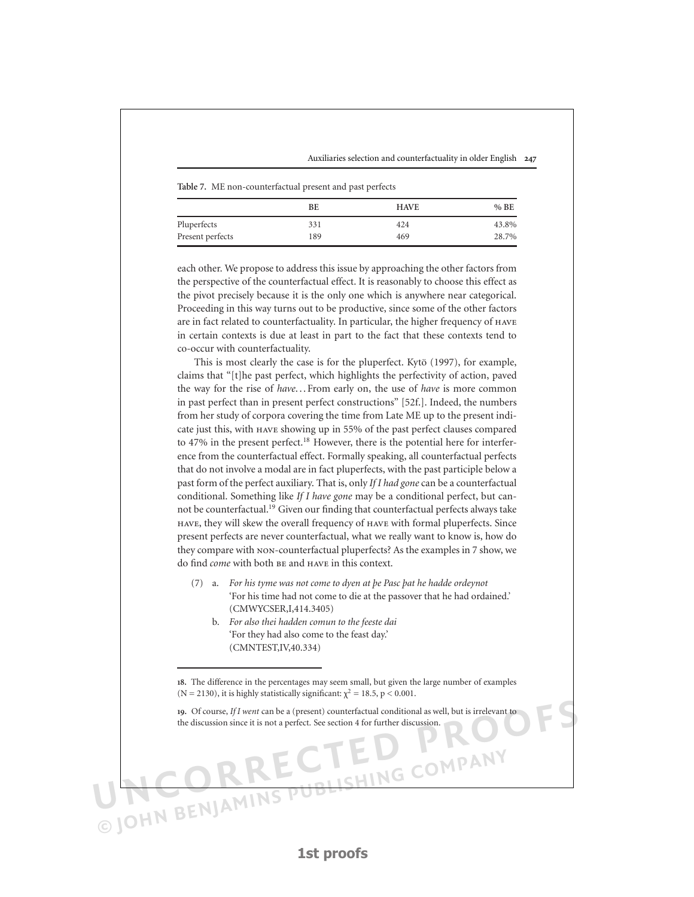**Table 7.** ME non-counterfactual present and past perfects

| | BE | HAVE | % BE |
|---|---|---|---|
| Pluperfects | 331 | 424 | 43.8% |
| Present perfects | 189 | 469 | 28.7% |

each other. We propose to address this issue by approaching the other factors from the perspective of the counterfactual effect. It is reasonably to choose this effect as the pivot precisely because it is the only one which is anywhere near categorical. Proceeding in this way turns out to be productive, since some of the other factors are in fact related to counterfactuality. In particular, the higher frequency of HAVE in certain contexts is due at least in part to the fact that these contexts tend to co-occur with counterfactuality.

This is most clearly the case is for the pluperfect. Kytö (1997), for example, claims that "[t]he past perfect, which highlights the perfectivity of action, paved the way for the rise of *have*… From early on, the use of *have* is more common in past perfect than in present perfect constructions" [52f.]. Indeed, the numbers from her study of corpora covering the time from Late ME up to the present indicate just this, with HAVE showing up in 55% of the past perfect clauses compared to 47% in the present perfect.[18] However, there is the potential here for interference from the counterfactual effect. Formally speaking, all counterfactual perfects that do not involve a modal are in fact pluperfects, with the past participle below a past form of the perfect auxiliary. That is, only *If I had gone* can be a counterfactual conditional. Something like *If I have gone* may be a conditional perfect, but cannot be counterfactual.[19] Given our finding that counterfactual perfects always take HAVE, they will skew the overall frequency of HAVE with formal pluperfects. Since present perfects are never counterfactual, what we really want to know is, how do they compare with NON-counterfactual pluperfects? As the examples in 7 show, we do find *come* with both BE and HAVE in this context.

(7) a. *For his tyme was not come to dyen at þe Pasc þat he hadde ordeynot*
'For his time had not come to die at the passover that he had ordained.'
(CMWYCSER,I,414.3405)

b. *For also thei hadden comun to the feeste dai*
'For they had also come to the feast day.'
(CMNTEST,IV,40.334)

---

18. The difference in the percentages may seem small, but given the large number of examples (N = 2130), it is highly statistically significant: $\chi^2 = 18.5$, $p < 0.001$.

19. Of course, *If I went* can be a (present) counterfactual conditional as well, but is irrelevant to the discussion since it is not a perfect. See section 4 for further discussion.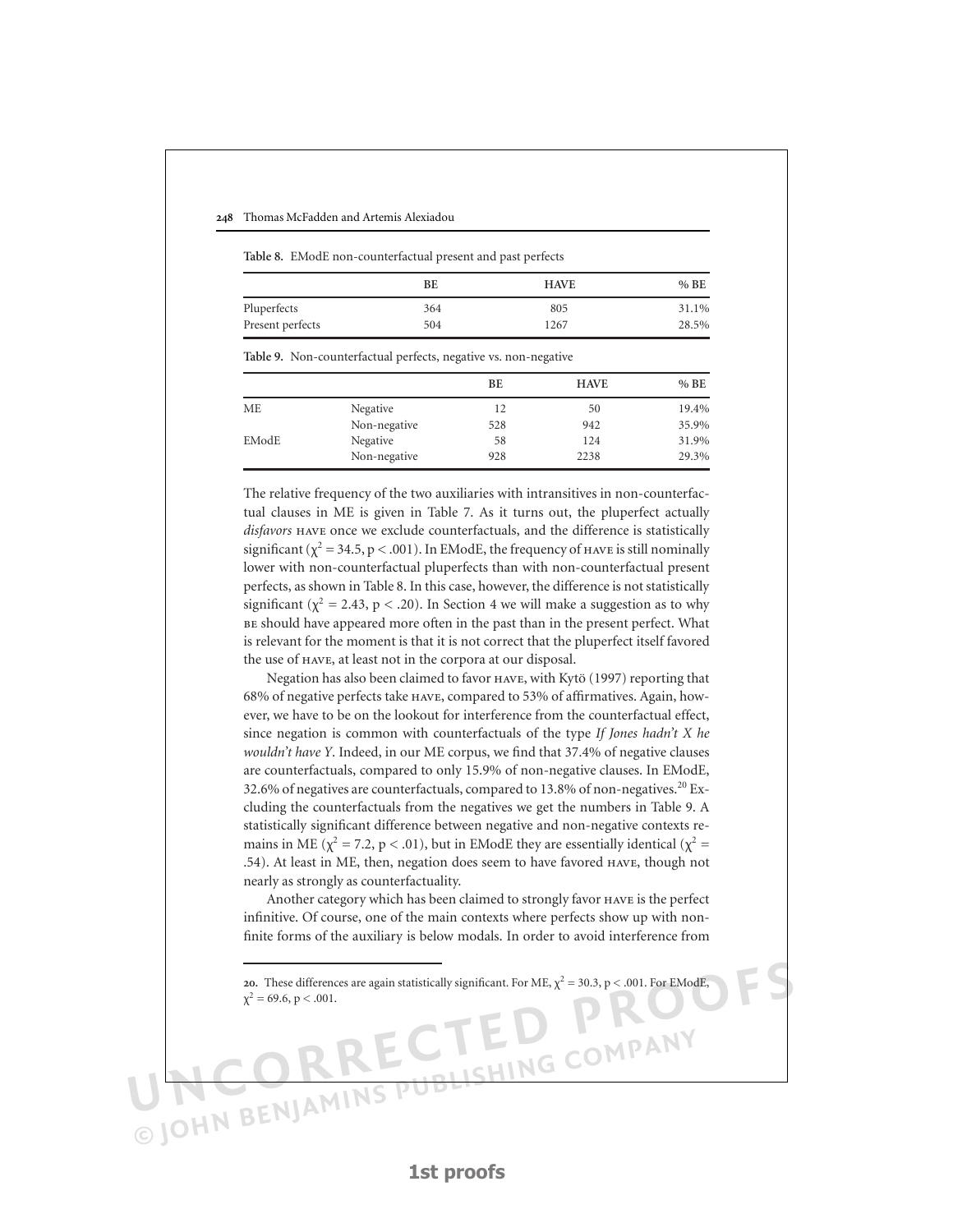**Table 8.** EModE non-counterfactual present and past perfects

| | BE | HAVE | % BE |
|---|---|---|---|
| Pluperfects | 364 | 805 | 31.1% |
| Present perfects | 504 | 1267 | 28.5% |

**Table 9.** Non-counterfactual perfects, negative vs. non-negative

| | | BE | HAVE | % BE |
|---|---|---|---|---|
| ME | Negative | 12 | 50 | 19.4% |
| | Non-negative | 528 | 942 | 35.9% |
| EModE | Negative | 58 | 124 | 31.9% |
| | Non-negative | 928 | 2238 | 29.3% |

The relative frequency of the two auxiliaries with intransitives in non-counterfactual clauses in ME is given in Table 7. As it turns out, the pluperfect actually *disfavors* HAVE once we exclude counterfactuals, and the difference is statistically significant ($\chi^2 = 34.5$, $p < .001$). In EModE, the frequency of HAVE is still nominally lower with non-counterfactual pluperfects than with non-counterfactual present perfects, as shown in Table 8. In this case, however, the difference is not statistically significant ($\chi^2 = 2.43$, $p < .20$). In Section 4 we will make a suggestion as to why BE should have appeared more often in the past than in the present perfect. What is relevant for the moment is that it is not correct that the pluperfect itself favored the use of HAVE, at least not in the corpora at our disposal.

Negation has also been claimed to favor HAVE, with Kytö (1997) reporting that 68% of negative perfects take HAVE, compared to 53% of affirmatives. Again, however, we have to be on the lookout for interference from the counterfactual effect, since negation is common with counterfactuals of the type *If Jones hadn't X he wouldn't have Y*. Indeed, in our ME corpus, we find that 37.4% of negative clauses are counterfactuals, compared to only 15.9% of non-negative clauses. In EModE, 32.6% of negatives are counterfactuals, compared to 13.8% of non-negatives.[20] Excluding the counterfactuals from the negatives we get the numbers in Table 9. A statistically significant difference between negative and non-negative contexts remains in ME ($\chi^2 = 7.2$, $p < .01$), but in EModE they are essentially identical ($\chi^2 = .54$). At least in ME, then, negation does seem to have favored HAVE, though not nearly as strongly as counterfactuality.

Another category which has been claimed to strongly favor HAVE is the perfect infinitive. Of course, one of the main contexts where perfects show up with non-finite forms of the auxiliary is below modals. In order to avoid interference from

---

**20.** These differences are again statistically significant. For ME, $\chi^2 = 30.3$, $p < .001$. For EModE, $\chi^2 = 69.6$, $p < .001$.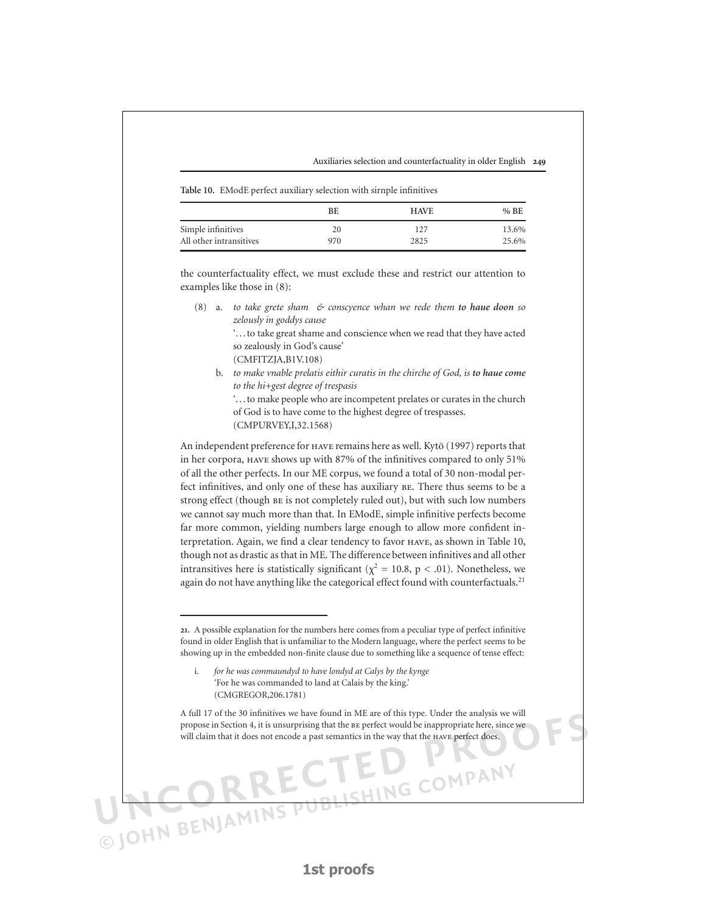**Table 10.** EModE perfect auxiliary selection with sirnple infinitives

| | BE | HAVE | % BE |
|---|---|---|---|
| Simple infinitives | 20 | 127 | 13.6% |
| All other intransitives | 970 | 2825 | 25.6% |

the counterfactuality effect, we must exclude these and restrict our attention to examples like those in (8):

(8) a. *to take grete sham & conscyence whan we rede them **to haue doon** so zelously in goddys cause*
'…to take great shame and conscience when we read that they have acted so zealously in God's cause'
(CMFITZJA,B1V.108)

b. *to make vnable prelatis eithir curatis in the chirche of God, is **to haue come** to the hi+gest degree of trespasis*
'…to make people who are incompetent prelates or curates in the church of God is to have come to the highest degree of trespasses.
(CMPURVEY,I,32.1568)

An independent preference for HAVE remains here as well. Kytö (1997) reports that in her corpora, HAVE shows up with 87% of the infinitives compared to only 51% of all the other perfects. In our ME corpus, we found a total of 30 non-modal perfect infinitives, and only one of these has auxiliary BE. There thus seems to be a strong effect (though BE is not completely ruled out), but with such low numbers we cannot say much more than that. In EModE, simple infinitive perfects become far more common, yielding numbers large enough to allow more confident interpretation. Again, we find a clear tendency to favor HAVE, as shown in Table 10, though not as drastic as that in ME. The difference between infinitives and all other intransitives here is statistically significant ($\chi^2 = 10.8$, $p < .01$). Nonetheless, we again do not have anything like the categorical effect found with counterfactuals.[21]

---

**21.** A possible explanation for the numbers here comes from a peculiar type of perfect infinitive found in older English that is unfamiliar to the Modern language, where the perfect seems to be showing up in the embedded non-finite clause due to something like a sequence of tense effect:

i. *for he was commaundyd to have londyd at Calys by the kynge*
'For he was commanded to land at Calais by the king.'
(CMGREGOR,206.1781)

A full 17 of the 30 infinitives we have found in ME are of this type. Under the analysis we will propose in Section 4, it is unsurprising that the BE perfect would be inappropriate here, since we will claim that it does not encode a past semantics in the way that the HAVE perfect does.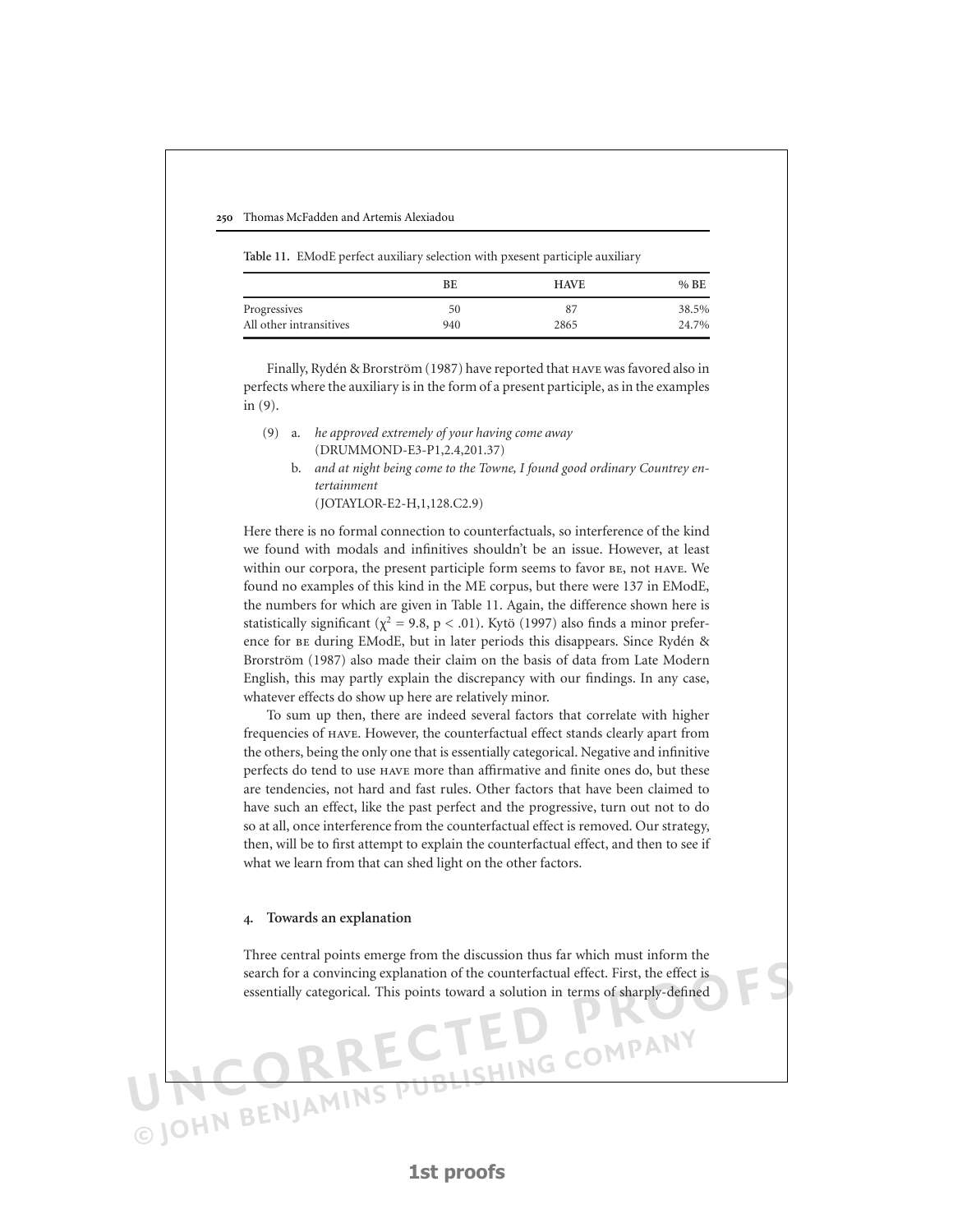**Table 11.** EModE perfect auxiliary selection with pxesent participle auxiliary

| | BE | HAVE | % BE |
|---|---|---|---|
| Progressives | 50 | 87 | 38.5% |
| All other intransitives | 940 | 2865 | 24.7% |

Finally, Rydén & Brorström (1987) have reported that HAVE was favored also in perfects where the auxiliary is in the form of a present participle, as in the examples in (9).

(9) a. *he approved extremely of your having come away*
(DRUMMOND-E3-P1,2.4,201.37)

b. *and at night being come to the Towne, I found good ordinary Countrey entertainment*
(JOTAYLOR-E2-H,1,128.C2.9)

Here there is no formal connection to counterfactuals, so interference of the kind we found with modals and infinitives shouldn't be an issue. However, at least within our corpora, the present participle form seems to favor BE, not HAVE. We found no examples of this kind in the ME corpus, but there were 137 in EModE, the numbers for which are given in Table 11. Again, the difference shown here is statistically significant ($\chi^2 = 9.8$, $p < .01$). Kytö (1997) also finds a minor preference for BE during EModE, but in later periods this disappears. Since Rydén & Brorström (1987) also made their claim on the basis of data from Late Modern English, this may partly explain the discrepancy with our findings. In any case, whatever effects do show up here are relatively minor.

To sum up then, there are indeed several factors that correlate with higher frequencies of HAVE. However, the counterfactual effect stands clearly apart from the others, being the only one that is essentially categorical. Negative and infinitive perfects do tend to use HAVE more than affirmative and finite ones do, but these are tendencies, not hard and fast rules. Other factors that have been claimed to have such an effect, like the past perfect and the progressive, turn out not to do so at all, once interference from the counterfactual effect is removed. Our strategy, then, will be to first attempt to explain the counterfactual effect, and then to see if what we learn from that can shed light on the other factors.

## 4. Towards an explanation

Three central points emerge from the discussion thus far which must inform the search for a convincing explanation of the counterfactual effect. First, the effect is essentially categorical. This points toward a solution in terms of sharply-defined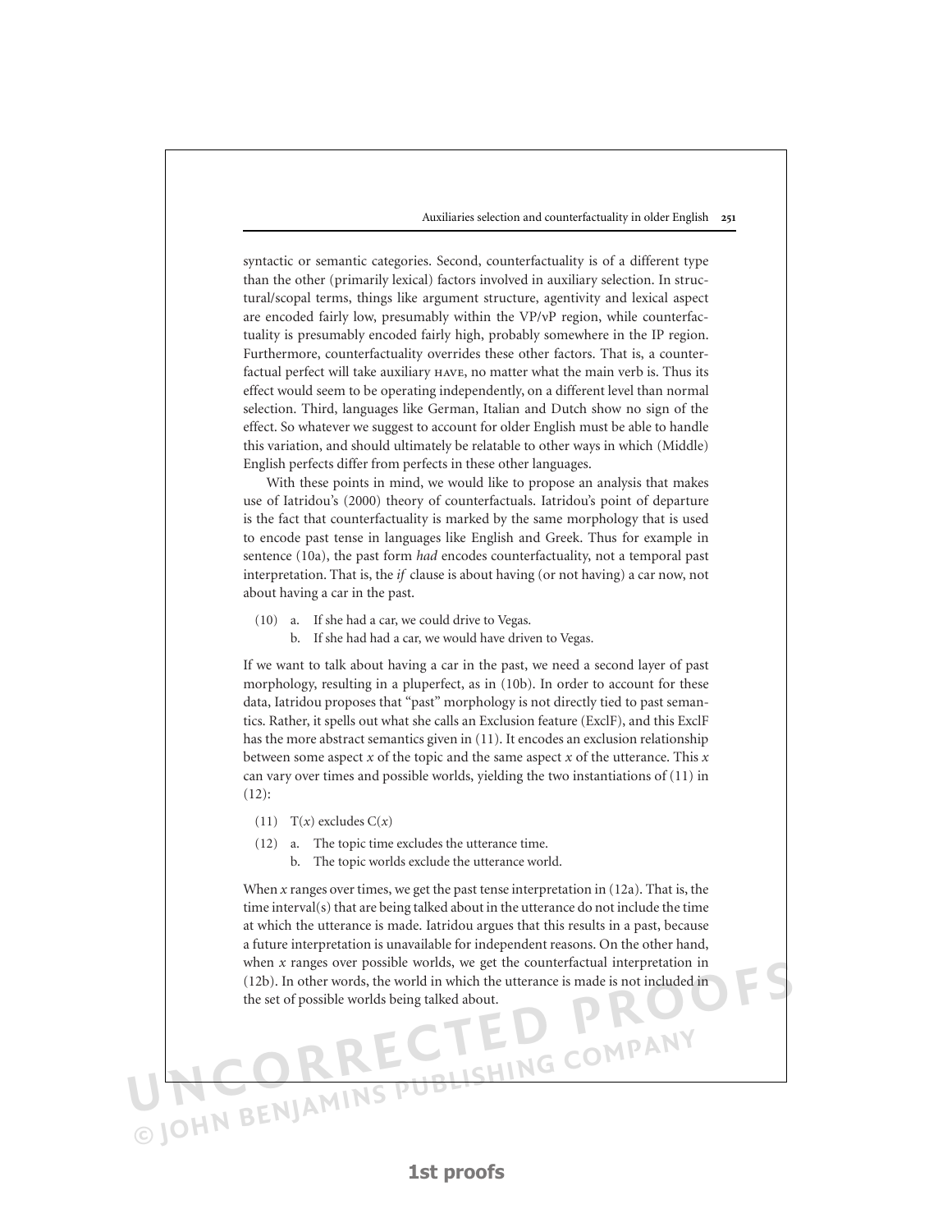syntactic or semantic categories. Second, counterfactuality is of a different type than the other (primarily lexical) factors involved in auxiliary selection. In structural/scopal terms, things like argument structure, agentivity and lexical aspect are encoded fairly low, presumably within the VP/vP region, while counterfactuality is presumably encoded fairly high, probably somewhere in the IP region. Furthermore, counterfactuality overrides these other factors. That is, a counterfactual perfect will take auxiliary HAVE, no matter what the main verb is. Thus its effect would seem to be operating independently, on a different level than normal selection. Third, languages like German, Italian and Dutch show no sign of the effect. So whatever we suggest to account for older English must be able to handle this variation, and should ultimately be relatable to other ways in which (Middle) English perfects differ from perfects in these other languages.

With these points in mind, we would like to propose an analysis that makes use of Iatridou's (2000) theory of counterfactuals. Iatridou's point of departure is the fact that counterfactuality is marked by the same morphology that is used to encode past tense in languages like English and Greek. Thus for example in sentence (10a), the past form *had* encodes counterfactuality, not a temporal past interpretation. That is, the *if* clause is about having (or not having) a car now, not about having a car in the past.

(10) a. If she had a car, we could drive to Vegas.
b. If she had had a car, we would have driven to Vegas.

If we want to talk about having a car in the past, we need a second layer of past morphology, resulting in a pluperfect, as in (10b). In order to account for these data, Iatridou proposes that "past" morphology is not directly tied to past semantics. Rather, it spells out what she calls an Exclusion feature (ExclF), and this ExclF has the more abstract semantics given in (11). It encodes an exclusion relationship between some aspect $x$ of the topic and the same aspect $x$ of the utterance. This $x$ can vary over times and possible worlds, yielding the two instantiations of (11) in (12):

(11) $T(x)$ excludes $C(x)$

(12) a. The topic time excludes the utterance time.
b. The topic worlds exclude the utterance world.

When $x$ ranges over times, we get the past tense interpretation in (12a). That is, the time interval(s) that are being talked about in the utterance do not include the time at which the utterance is made. Iatridou argues that this results in a past, because a future interpretation is unavailable for independent reasons. On the other hand, when $x$ ranges over possible worlds, we get the counterfactual interpretation in (12b). In other words, the world in which the utterance is made is not included in the set of possible worlds being talked about.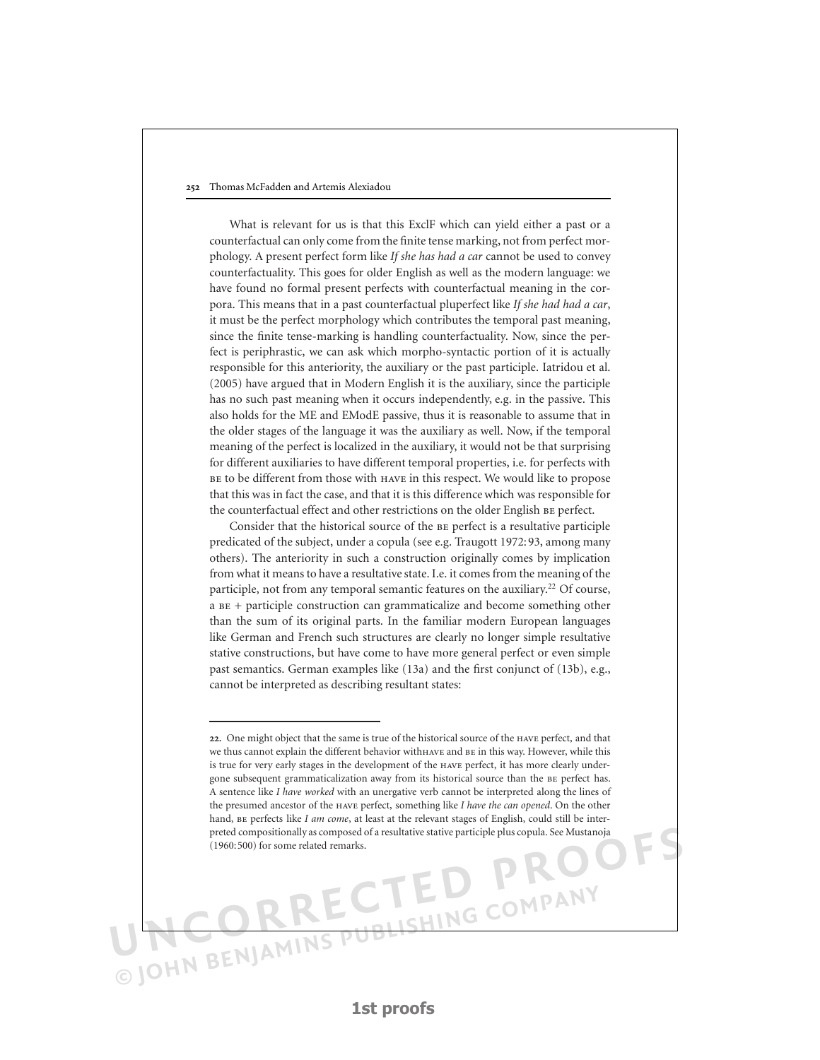What is relevant for us is that this ExclF which can yield either a past or a counterfactual can only come from the finite tense marking, not from perfect morphology. A present perfect form like *If she has had a car* cannot be used to convey counterfactuality. This goes for older English as well as the modern language: we have found no formal present perfects with counterfactual meaning in the corpora. This means that in a past counterfactual pluperfect like *If she had had a car*, it must be the perfect morphology which contributes the temporal past meaning, since the finite tense-marking is handling counterfactuality. Now, since the perfect is periphrastic, we can ask which morpho-syntactic portion of it is actually responsible for this anteriority, the auxiliary or the past participle. Iatridou et al. (2005) have argued that in Modern English it is the auxiliary, since the participle has no such past meaning when it occurs independently, e.g. in the passive. This also holds for the ME and EModE passive, thus it is reasonable to assume that in the older stages of the language it was the auxiliary as well. Now, if the temporal meaning of the perfect is localized in the auxiliary, it would not be that surprising for different auxiliaries to have different temporal properties, i.e. for perfects with BE to be different from those with HAVE in this respect. We would like to propose that this was in fact the case, and that it is this difference which was responsible for the counterfactual effect and other restrictions on the older English BE perfect.

Consider that the historical source of the BE perfect is a resultative participle predicated of the subject, under a copula (see e.g. Traugott 1972: 93, among many others). The anteriority in such a construction originally comes by implication from what it means to have a resultative state. I.e. it comes from the meaning of the participle, not from any temporal semantic features on the auxiliary.[22] Of course, a BE + participle construction can grammaticalize and become something other than the sum of its original parts. In the familiar modern European languages like German and French such structures are clearly no longer simple resultative stative constructions, but have come to have more general perfect or even simple past semantics. German examples like (13a) and the first conjunct of (13b), e.g., cannot be interpreted as describing resultant states:

---

**22.** One might object that the same is true of the historical source of the HAVE perfect, and that we thus cannot explain the different behavior withHAVE and BE in this way. However, while this is true for very early stages in the development of the HAVE perfect, it has more clearly undergone subsequent grammaticalization away from its historical source than the BE perfect has. A sentence like *I have worked* with an unergative verb cannot be interpreted along the lines of the presumed ancestor of the HAVE perfect, something like *I have the can opened*. On the other hand, BE perfects like *I am come*, at least at the relevant stages of English, could still be interpreted compositionally as composed of a resultative stative participle plus copula. See Mustanoja (1960: 500) for some related remarks.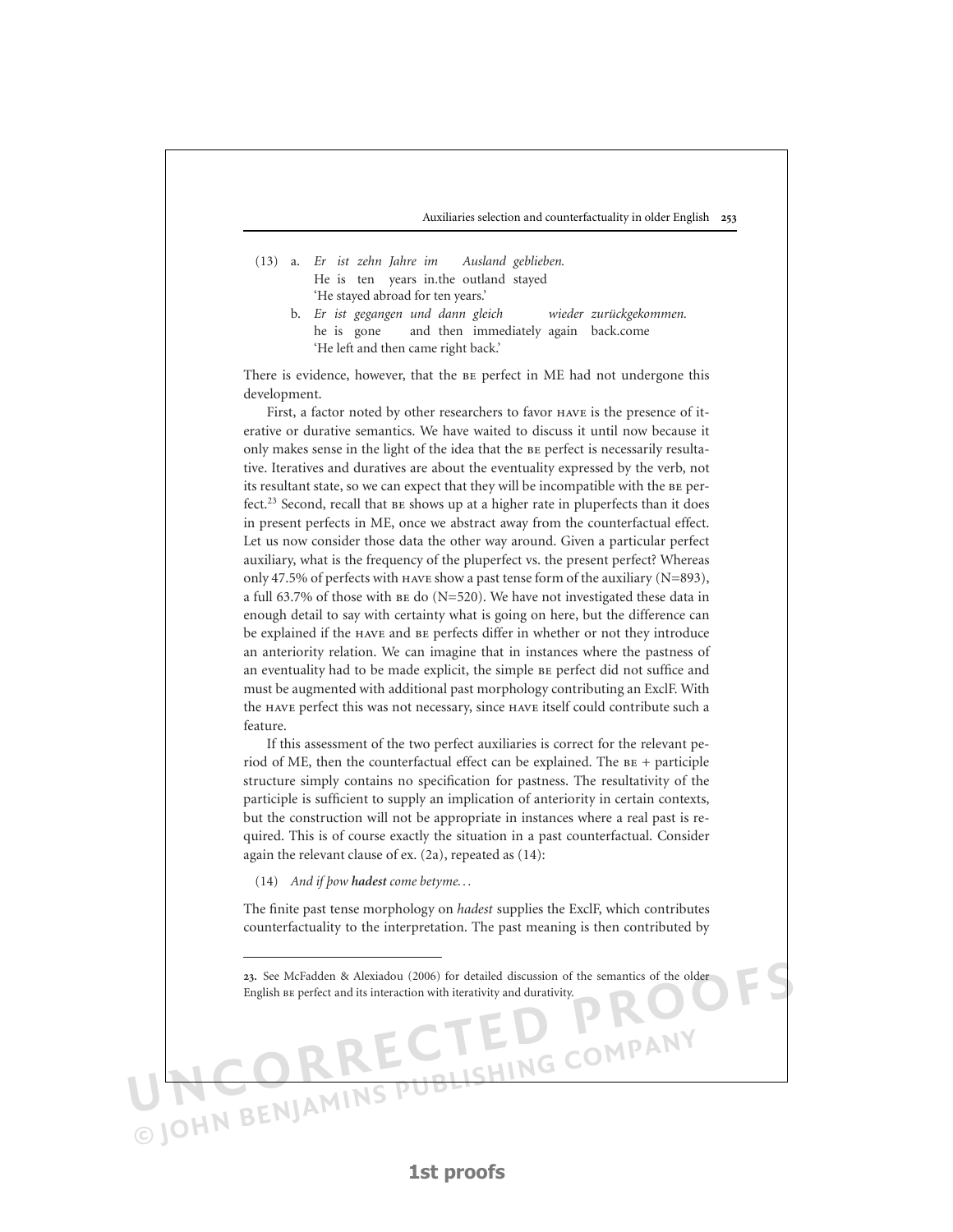(13) a. *Er ist zehn Jahre im Ausland geblieben.*
He is ten years in.the outland stayed
'He stayed abroad for ten years.'

b. *Er ist gegangen und dann gleich wieder zurückgekommen.*
he is gone and then immediately again back.come
'He left and then came right back.'

There is evidence, however, that the BE perfect in ME had not undergone this development.

First, a factor noted by other researchers to favor HAVE is the presence of iterative or durative semantics. We have waited to discuss it until now because it only makes sense in the light of the idea that the BE perfect is necessarily resultative. Iteratives and duratives are about the eventuality expressed by the verb, not its resultant state, so we can expect that they will be incompatible with the BE perfect.[23] Second, recall that BE shows up at a higher rate in pluperfects than it does in present perfects in ME, once we abstract away from the counterfactual effect. Let us now consider those data the other way around. Given a particular perfect auxiliary, what is the frequency of the pluperfect vs. the present perfect? Whereas only 47.5% of perfects with HAVE show a past tense form of the auxiliary (N=893), a full 63.7% of those with BE do (N=520). We have not investigated these data in enough detail to say with certainty what is going on here, but the difference can be explained if the HAVE and BE perfects differ in whether or not they introduce an anteriority relation. We can imagine that in instances where the pastness of an eventuality had to be made explicit, the simple BE perfect did not suffice and must be augmented with additional past morphology contributing an ExclF. With the HAVE perfect this was not necessary, since HAVE itself could contribute such a feature.

If this assessment of the two perfect auxiliaries is correct for the relevant period of ME, then the counterfactual effect can be explained. The BE + participle structure simply contains no specification for pastness. The resultativity of the participle is sufficient to supply an implication of anteriority in certain contexts, but the construction will not be appropriate in instances where a real past is required. This is of course exactly the situation in a past counterfactual. Consider again the relevant clause of ex. (2a), repeated as (14):

(14) *And if þow **hadest** come betyme…*

The finite past tense morphology on *hadest* supplies the ExclF, which contributes counterfactuality to the interpretation. The past meaning is then contributed by

---

23. See McFadden & Alexiadou (2006) for detailed discussion of the semantics of the older English BE perfect and its interaction with iterativity and durativity.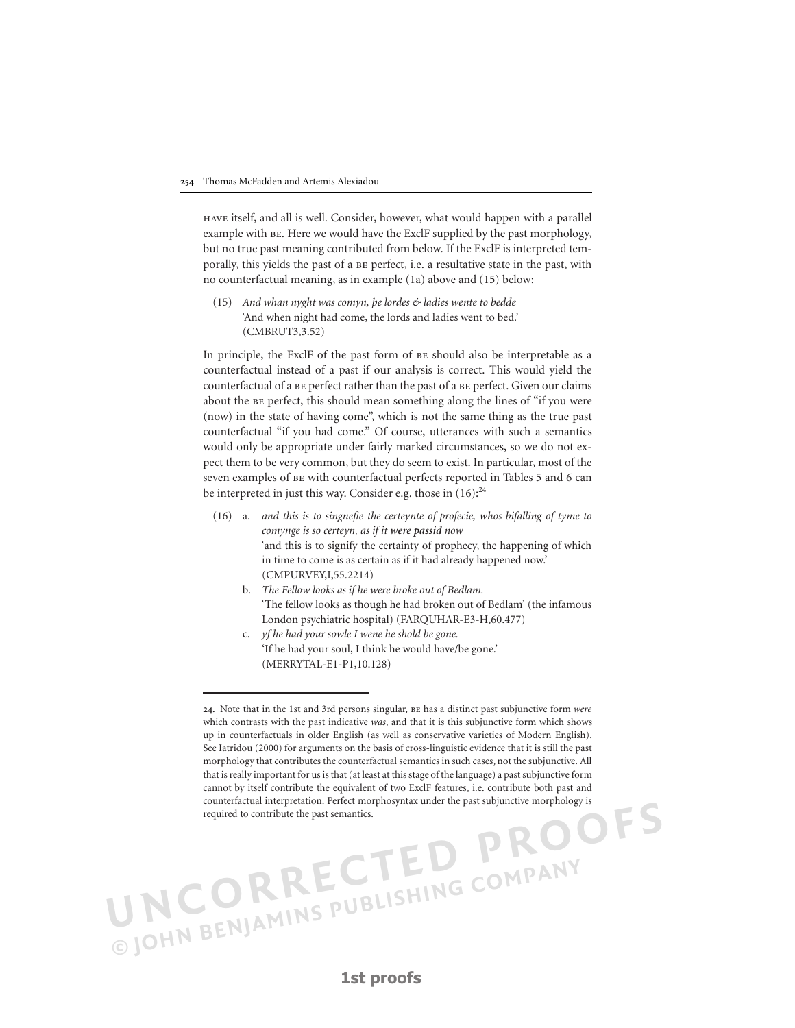HAVE itself, and all is well. Consider, however, what would happen with a parallel example with BE. Here we would have the ExclF supplied by the past morphology, but no true past meaning contributed from below. If the ExclF is interpreted temporally, this yields the past of a BE perfect, i.e. a resultative state in the past, with no counterfactual meaning, as in example (1a) above and (15) below:

(15) *And whan nyght was comyn, þe lordes & ladies wente to bedde*
'And when night had come, the lords and ladies went to bed.'
(CMBRUT3,3.52)

In principle, the ExclF of the past form of BE should also be interpretable as a counterfactual instead of a past if our analysis is correct. This would yield the counterfactual of a BE perfect rather than the past of a BE perfect. Given our claims about the BE perfect, this should mean something along the lines of "if you were (now) in the state of having come", which is not the same thing as the true past counterfactual "if you had come." Of course, utterances with such a semantics would only be appropriate under fairly marked circumstances, so we do not expect them to be very common, but they do seem to exist. In particular, most of the seven examples of BE with counterfactual perfects reported in Tables 5 and 6 can be interpreted in just this way. Consider e.g. those in (16):[24]

(16) a. *and this is to singnefie the certeynte of profecie, whos bifalling of tyme to comynge is so certeyn, as if it* ***were passid*** *now*
'and this is to signify the certainty of prophecy, the happening of which in time to come is as certain as if it had already happened now.'
(CMPURVEY,I,55.2214)

b. *The Fellow looks as if he were broke out of Bedlam.*
'The fellow looks as though he had broken out of Bedlam' (the infamous London psychiatric hospital) (FARQUHAR-E3-H,60.477)

c. *yf he had your sowle I wene he shold be gone.*
'If he had your soul, I think he would have/be gone.'
(MERRYTAL-E1-P1,10.128)

---

24. Note that in the 1st and 3rd persons singular, BE has a distinct past subjunctive form *were* which contrasts with the past indicative *was*, and that it is this subjunctive form which shows up in counterfactuals in older English (as well as conservative varieties of Modern English). See Iatridou (2000) for arguments on the basis of cross-linguistic evidence that it is still the past morphology that contributes the counterfactual semantics in such cases, not the subjunctive. All that is really important for us is that (at least at this stage of the language) a past subjunctive form cannot by itself contribute the equivalent of two ExclF features, i.e. contribute both past and counterfactual interpretation. Perfect morphosyntax under the past subjunctive morphology is required to contribute the past semantics.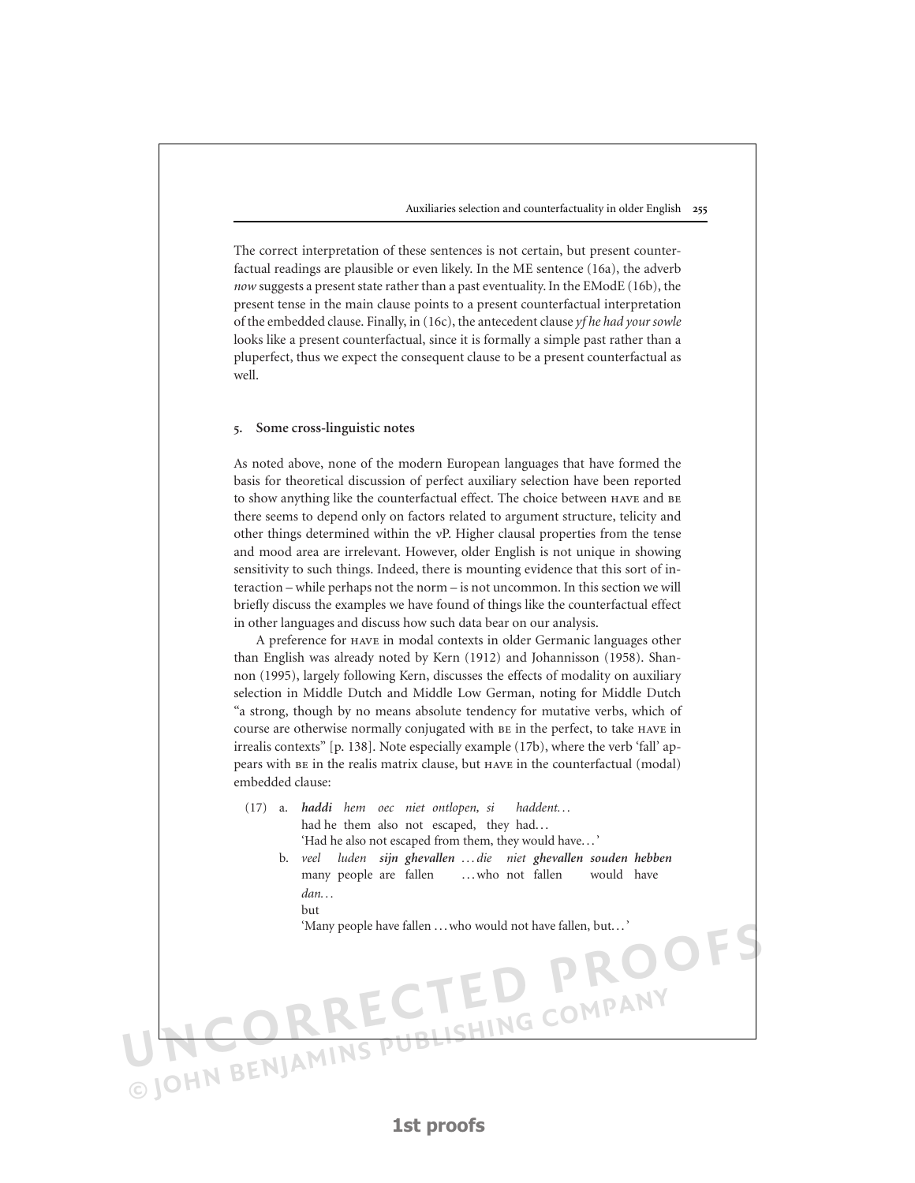The correct interpretation of these sentences is not certain, but present counterfactual readings are plausible or even likely. In the ME sentence (16a), the adverb *now* suggests a present state rather than a past eventuality. In the EModE (16b), the present tense in the main clause points to a present counterfactual interpretation of the embedded clause. Finally, in (16c), the antecedent clause *yf he had your sowle* looks like a present counterfactual, since it is formally a simple past rather than a pluperfect, thus we expect the consequent clause to be a present counterfactual as well.

## 5. Some cross-linguistic notes

As noted above, none of the modern European languages that have formed the basis for theoretical discussion of perfect auxiliary selection have been reported to show anything like the counterfactual effect. The choice between HAVE and BE there seems to depend only on factors related to argument structure, telicity and other things determined within the vP. Higher clausal properties from the tense and mood area are irrelevant. However, older English is not unique in showing sensitivity to such things. Indeed, there is mounting evidence that this sort of interaction – while perhaps not the norm – is not uncommon. In this section we will briefly discuss the examples we have found of things like the counterfactual effect in other languages and discuss how such data bear on our analysis.

A preference for HAVE in modal contexts in older Germanic languages other than English was already noted by Kern (1912) and Johannisson (1958). Shannon (1995), largely following Kern, discusses the effects of modality on auxiliary selection in Middle Dutch and Middle Low German, noting for Middle Dutch "a strong, though by no means absolute tendency for mutative verbs, which of course are otherwise normally conjugated with BE in the perfect, to take HAVE in irrealis contexts" [p. 138]. Note especially example (17b), where the verb 'fall' appears with BE in the realis matrix clause, but HAVE in the counterfactual (modal) embedded clause:

(17) a. ***haddi*** *hem oec niet ontlopen, si haddent…*
had he them also not escaped, they had…
'Had he also not escaped from them, they would have…'

b. *veel luden* ***sijn ghevallen*** *…die niet* ***ghevallen souden hebben*** *dan…*
many people are fallen …who not fallen would have but
'Many people have fallen …who would not have fallen, but…'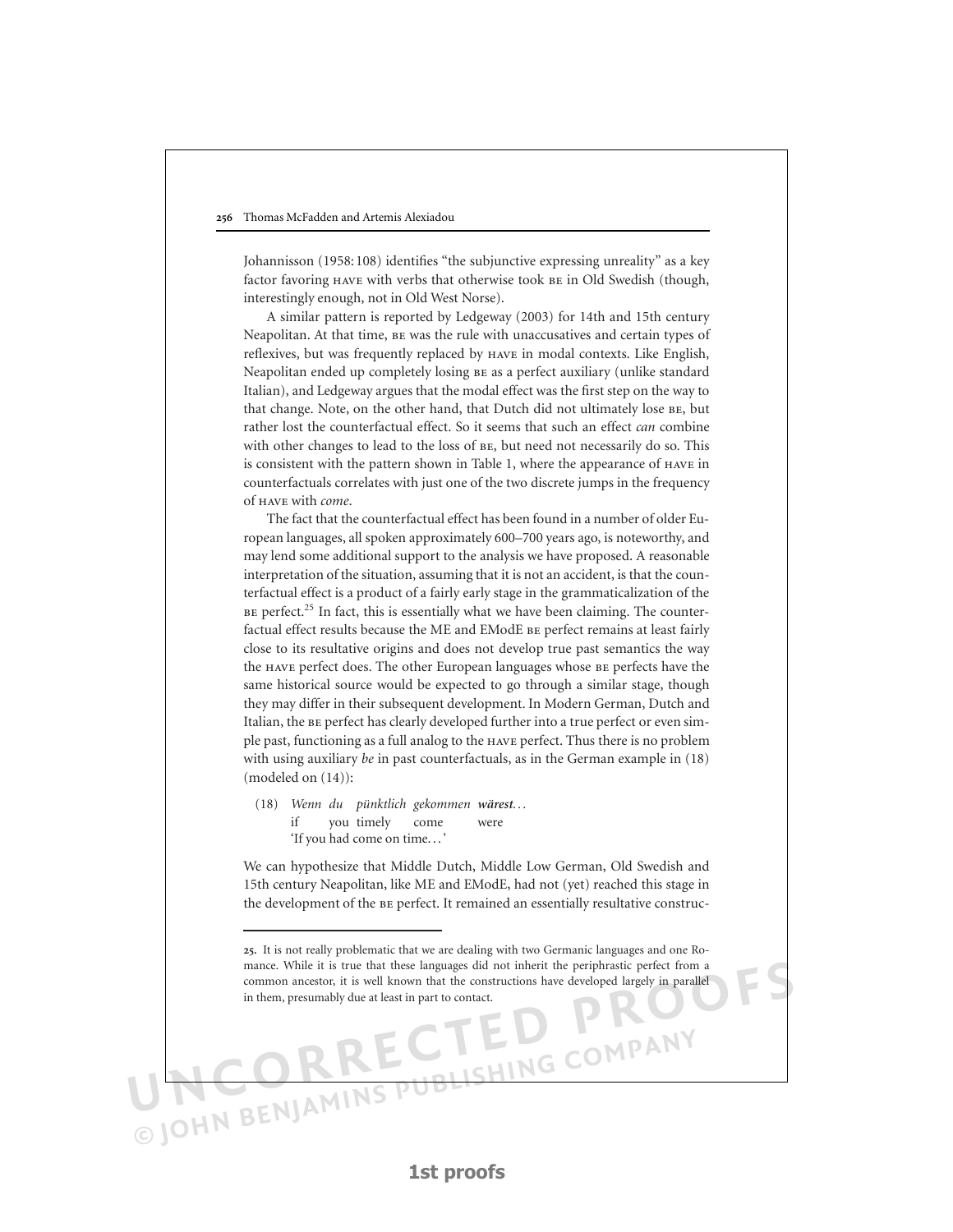Johannisson (1958:108) identifies "the subjunctive expressing unreality" as a key factor favoring HAVE with verbs that otherwise took BE in Old Swedish (though, interestingly enough, not in Old West Norse).

A similar pattern is reported by Ledgeway (2003) for 14th and 15th century Neapolitan. At that time, BE was the rule with unaccusatives and certain types of reflexives, but was frequently replaced by HAVE in modal contexts. Like English, Neapolitan ended up completely losing BE as a perfect auxiliary (unlike standard Italian), and Ledgeway argues that the modal effect was the first step on the way to that change. Note, on the other hand, that Dutch did not ultimately lose BE, but rather lost the counterfactual effect. So it seems that such an effect *can* combine with other changes to lead to the loss of BE, but need not necessarily do so. This is consistent with the pattern shown in Table 1, where the appearance of HAVE in counterfactuals correlates with just one of the two discrete jumps in the frequency of HAVE with *come*.

The fact that the counterfactual effect has been found in a number of older European languages, all spoken approximately 600–700 years ago, is noteworthy, and may lend some additional support to the analysis we have proposed. A reasonable interpretation of the situation, assuming that it is not an accident, is that the counterfactual effect is a product of a fairly early stage in the grammaticalization of the BE perfect.[25] In fact, this is essentially what we have been claiming. The counterfactual effect results because the ME and EModE BE perfect remains at least fairly close to its resultative origins and does not develop true past semantics the way the HAVE perfect does. The other European languages whose BE perfects have the same historical source would be expected to go through a similar stage, though they may differ in their subsequent development. In Modern German, Dutch and Italian, the BE perfect has clearly developed further into a true perfect or even simple past, functioning as a full analog to the HAVE perfect. Thus there is no problem with using auxiliary *be* in past counterfactuals, as in the German example in (18) (modeled on (14)):

(18) *Wenn du pünktlich gekommen* ***wärest****…*
 if you timely come were
 'If you had come on time…'

We can hypothesize that Middle Dutch, Middle Low German, Old Swedish and 15th century Neapolitan, like ME and EModE, had not (yet) reached this stage in the development of the BE perfect. It remained an essentially resultative construc-

25. It is not really problematic that we are dealing with two Germanic languages and one Romance. While it is true that these languages did not inherit the periphrastic perfect from a common ancestor, it is well known that the constructions have developed largely in parallel in them, presumably due at least in part to contact.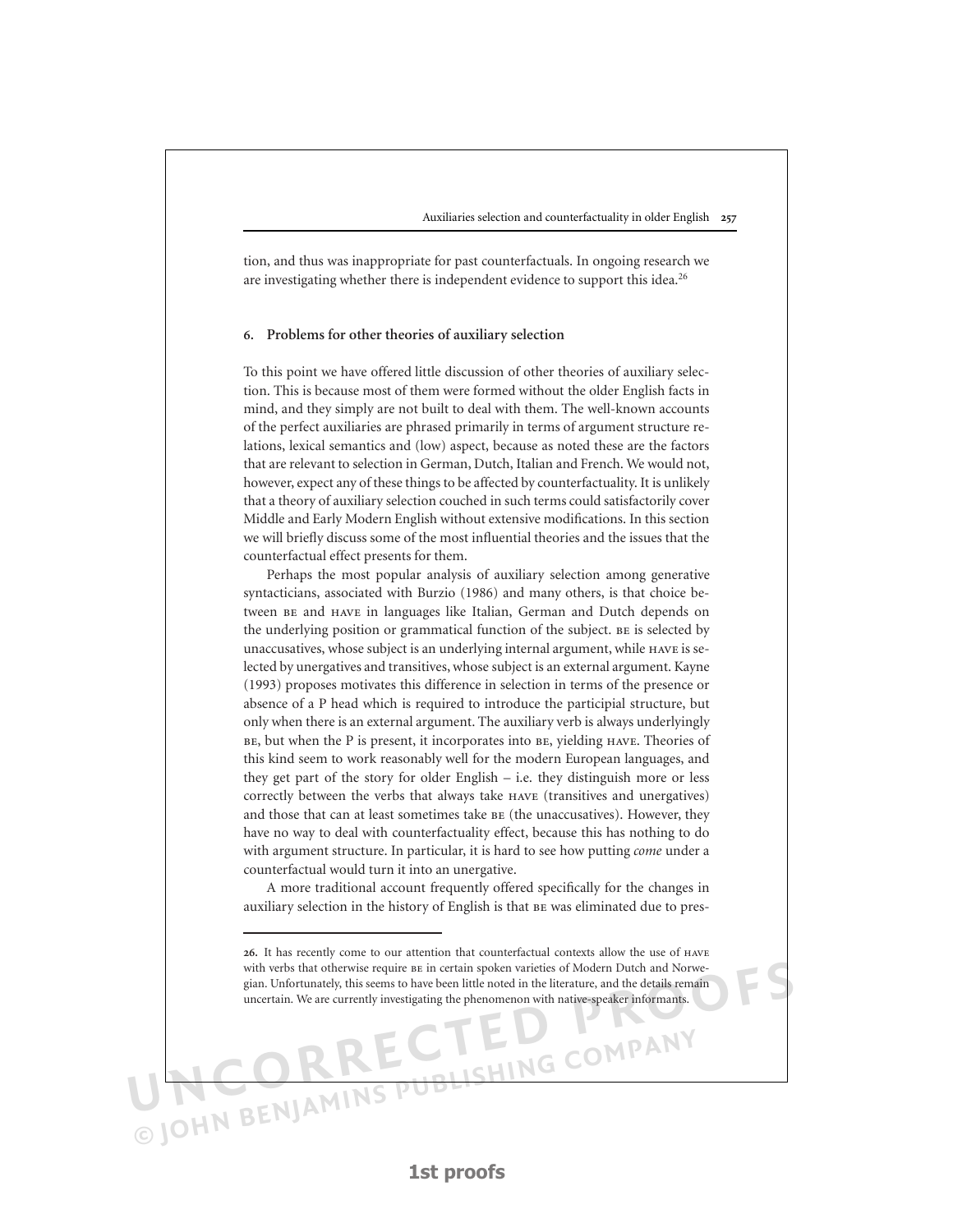tion, and thus was inappropriate for past counterfactuals. In ongoing research we are investigating whether there is independent evidence to support this idea.[26]

## 6. Problems for other theories of auxiliary selection

To this point we have offered little discussion of other theories of auxiliary selection. This is because most of them were formed without the older English facts in mind, and they simply are not built to deal with them. The well-known accounts of the perfect auxiliaries are phrased primarily in terms of argument structure relations, lexical semantics and (low) aspect, because as noted these are the factors that are relevant to selection in German, Dutch, Italian and French. We would not, however, expect any of these things to be affected by counterfactuality. It is unlikely that a theory of auxiliary selection couched in such terms could satisfactorily cover Middle and Early Modern English without extensive modifications. In this section we will briefly discuss some of the most influential theories and the issues that the counterfactual effect presents for them.

Perhaps the most popular analysis of auxiliary selection among generative syntacticians, associated with Burzio (1986) and many others, is that choice between BE and HAVE in languages like Italian, German and Dutch depends on the underlying position or grammatical function of the subject. BE is selected by unaccusatives, whose subject is an underlying internal argument, while HAVE is selected by unergatives and transitives, whose subject is an external argument. Kayne (1993) proposes motivates this difference in selection in terms of the presence or absence of a P head which is required to introduce the participial structure, but only when there is an external argument. The auxiliary verb is always underlyingly BE, but when the P is present, it incorporates into BE, yielding HAVE. Theories of this kind seem to work reasonably well for the modern European languages, and they get part of the story for older English – i.e. they distinguish more or less correctly between the verbs that always take HAVE (transitives and unergatives) and those that can at least sometimes take BE (the unaccusatives). However, they have no way to deal with counterfactuality effect, because this has nothing to do with argument structure. In particular, it is hard to see how putting *come* under a counterfactual would turn it into an unergative.

A more traditional account frequently offered specifically for the changes in auxiliary selection in the history of English is that BE was eliminated due to pres-

26. It has recently come to our attention that counterfactual contexts allow the use of HAVE with verbs that otherwise require BE in certain spoken varieties of Modern Dutch and Norwegian. Unfortunately, this seems to have been little noted in the literature, and the details remain uncertain. We are currently investigating the phenomenon with native-speaker informants.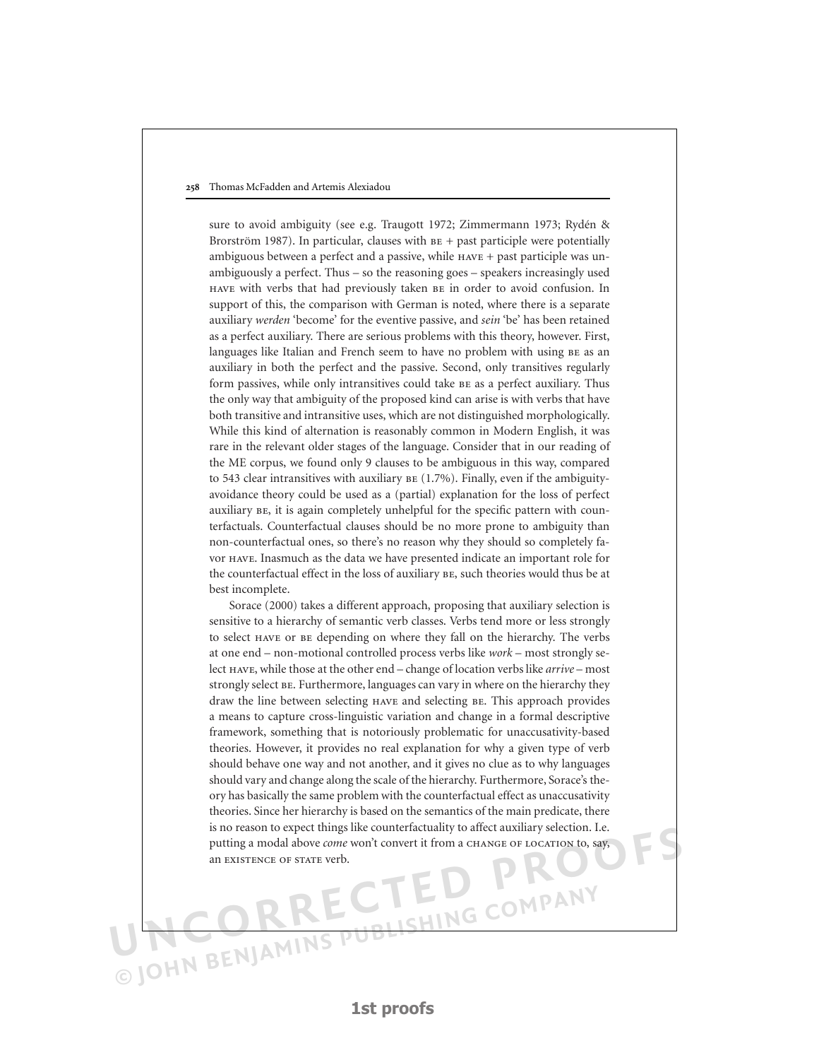sure to avoid ambiguity (see e.g. Traugott 1972; Zimmermann 1973; Rydén & Brorström 1987). In particular, clauses with BE + past participle were potentially ambiguous between a perfect and a passive, while HAVE + past participle was unambiguously a perfect. Thus – so the reasoning goes – speakers increasingly used HAVE with verbs that had previously taken BE in order to avoid confusion. In support of this, the comparison with German is noted, where there is a separate auxiliary *werden* 'become' for the eventive passive, and *sein* 'be' has been retained as a perfect auxiliary. There are serious problems with this theory, however. First, languages like Italian and French seem to have no problem with using BE as an auxiliary in both the perfect and the passive. Second, only transitives regularly form passives, while only intransitives could take BE as a perfect auxiliary. Thus the only way that ambiguity of the proposed kind can arise is with verbs that have both transitive and intransitive uses, which are not distinguished morphologically. While this kind of alternation is reasonably common in Modern English, it was rare in the relevant older stages of the language. Consider that in our reading of the ME corpus, we found only 9 clauses to be ambiguous in this way, compared to 543 clear intransitives with auxiliary BE (1.7%). Finally, even if the ambiguity-avoidance theory could be used as a (partial) explanation for the loss of perfect auxiliary BE, it is again completely unhelpful for the specific pattern with counterfactuals. Counterfactual clauses should be no more prone to ambiguity than non-counterfactual ones, so there's no reason why they should so completely favor HAVE. Inasmuch as the data we have presented indicate an important role for the counterfactual effect in the loss of auxiliary BE, such theories would thus be at best incomplete.

Sorace (2000) takes a different approach, proposing that auxiliary selection is sensitive to a hierarchy of semantic verb classes. Verbs tend more or less strongly to select HAVE or BE depending on where they fall on the hierarchy. The verbs at one end – non-motional controlled process verbs like *work* – most strongly select HAVE, while those at the other end – change of location verbs like *arrive* – most strongly select BE. Furthermore, languages can vary in where on the hierarchy they draw the line between selecting HAVE and selecting BE. This approach provides a means to capture cross-linguistic variation and change in a formal descriptive framework, something that is notoriously problematic for unaccusativity-based theories. However, it provides no real explanation for why a given type of verb should behave one way and not another, and it gives no clue as to why languages should vary and change along the scale of the hierarchy. Furthermore, Sorace's theory has basically the same problem with the counterfactual effect as unaccusativity theories. Since her hierarchy is based on the semantics of the main predicate, there is no reason to expect things like counterfactuality to affect auxiliary selection. I.e. putting a modal above *come* won't convert it from a CHANGE OF LOCATION to, say, an EXISTENCE OF STATE verb.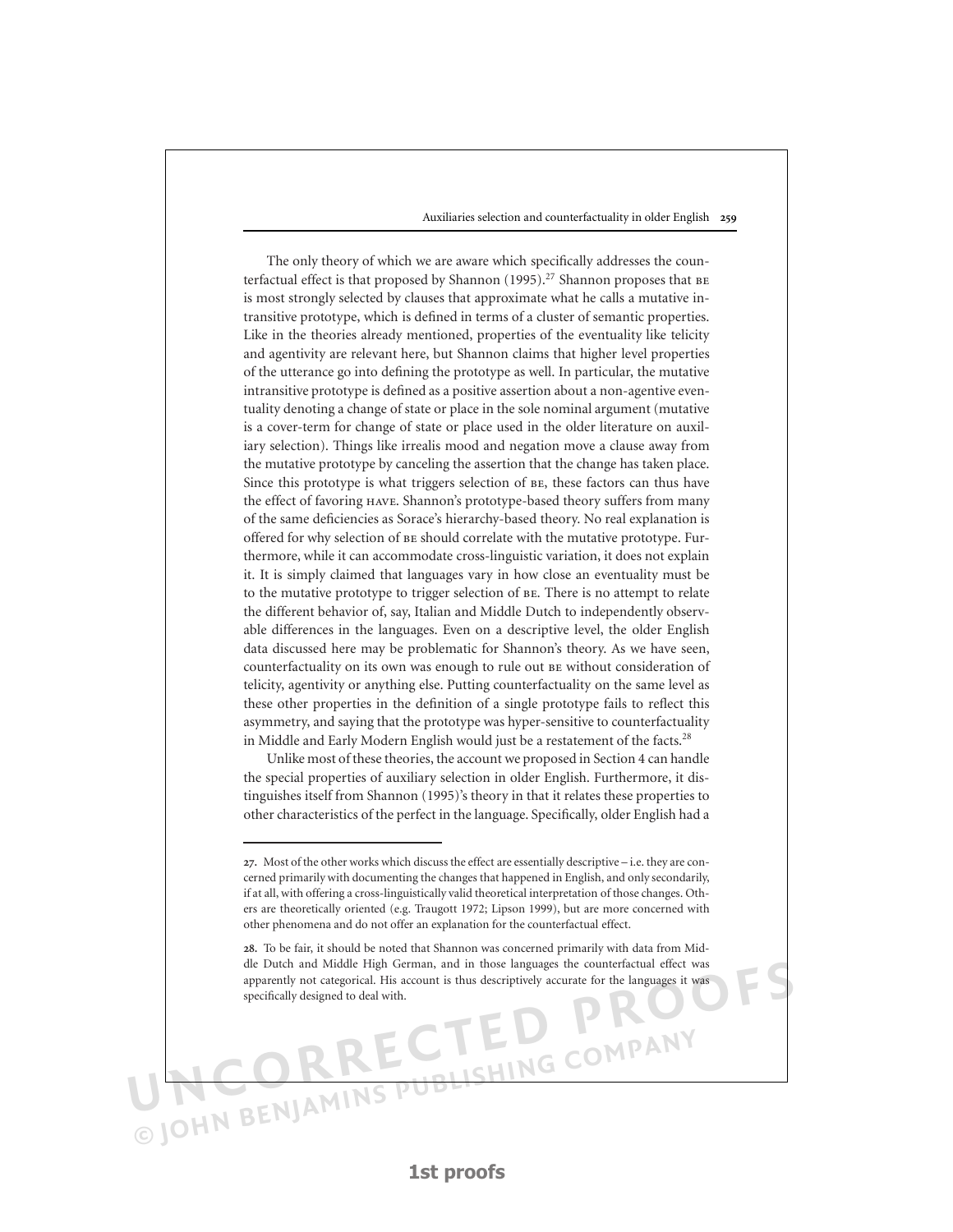The only theory of which we are aware which specifically addresses the counterfactual effect is that proposed by Shannon (1995).[27] Shannon proposes that BE is most strongly selected by clauses that approximate what he calls a mutative intransitive prototype, which is defined in terms of a cluster of semantic properties. Like in the theories already mentioned, properties of the eventuality like telicity and agentivity are relevant here, but Shannon claims that higher level properties of the utterance go into defining the prototype as well. In particular, the mutative intransitive prototype is defined as a positive assertion about a non-agentive eventuality denoting a change of state or place in the sole nominal argument (mutative is a cover-term for change of state or place used in the older literature on auxiliary selection). Things like irrealis mood and negation move a clause away from the mutative prototype by canceling the assertion that the change has taken place. Since this prototype is what triggers selection of BE, these factors can thus have the effect of favoring HAVE. Shannon's prototype-based theory suffers from many of the same deficiencies as Sorace's hierarchy-based theory. No real explanation is offered for why selection of BE should correlate with the mutative prototype. Furthermore, while it can accommodate cross-linguistic variation, it does not explain it. It is simply claimed that languages vary in how close an eventuality must be to the mutative prototype to trigger selection of BE. There is no attempt to relate the different behavior of, say, Italian and Middle Dutch to independently observable differences in the languages. Even on a descriptive level, the older English data discussed here may be problematic for Shannon's theory. As we have seen, counterfactuality on its own was enough to rule out BE without consideration of telicity, agentivity or anything else. Putting counterfactuality on the same level as these other properties in the definition of a single prototype fails to reflect this asymmetry, and saying that the prototype was hyper-sensitive to counterfactuality in Middle and Early Modern English would just be a restatement of the facts.[28]

Unlike most of these theories, the account we proposed in Section 4 can handle the special properties of auxiliary selection in older English. Furthermore, it distinguishes itself from Shannon (1995)'s theory in that it relates these properties to other characteristics of the perfect in the language. Specifically, older English had a

---

**27.** Most of the other works which discuss the effect are essentially descriptive – i.e. they are concerned primarily with documenting the changes that happened in English, and only secondarily, if at all, with offering a cross-linguistically valid theoretical interpretation of those changes. Others are theoretically oriented (e.g. Traugott 1972; Lipson 1999), but are more concerned with other phenomena and do not offer an explanation for the counterfactual effect.

**28.** To be fair, it should be noted that Shannon was concerned primarily with data from Middle Dutch and Middle High German, and in those languages the counterfactual effect was apparently not categorical. His account is thus descriptively accurate for the languages it was specifically designed to deal with.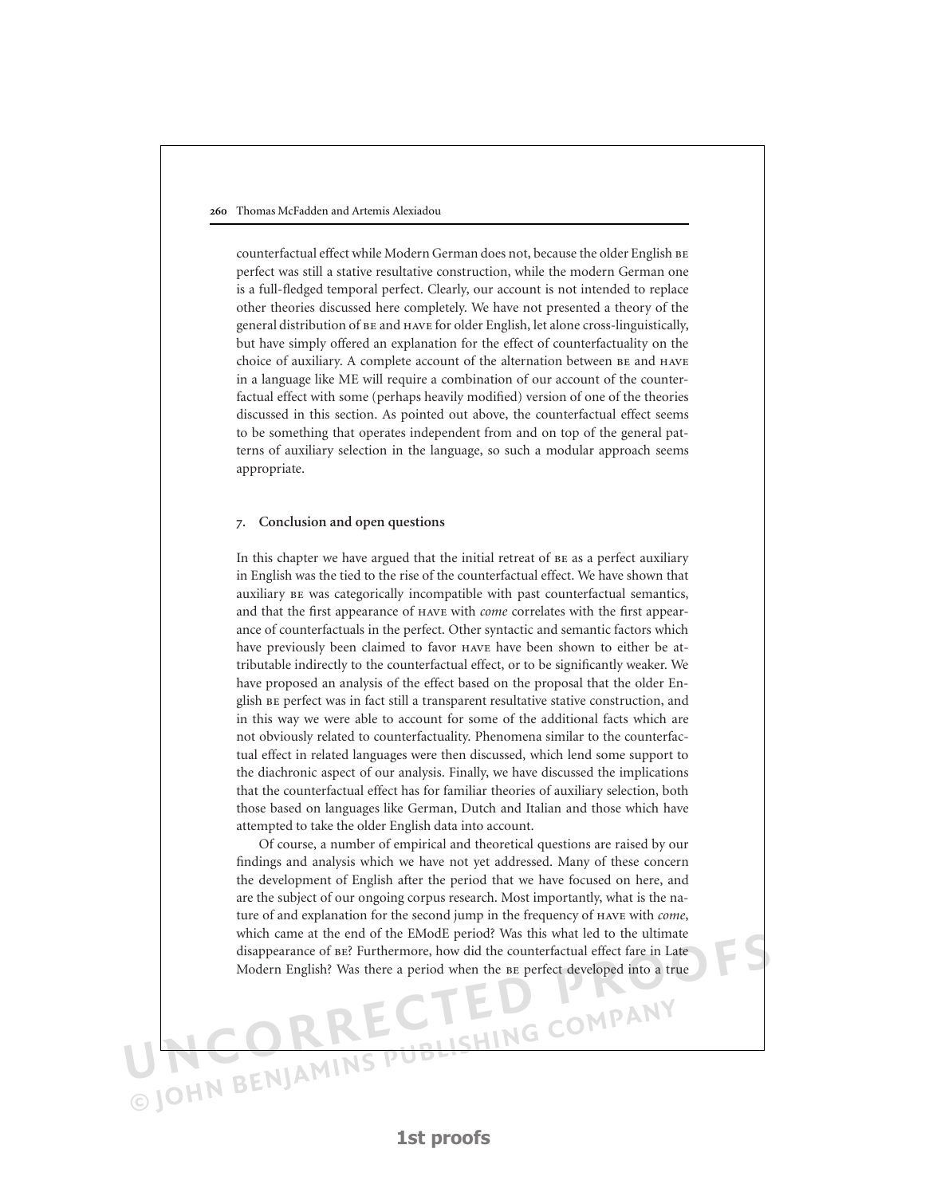counterfactual effect while Modern German does not, because the older English BE perfect was still a stative resultative construction, while the modern German one is a full-fledged temporal perfect. Clearly, our account is not intended to replace other theories discussed here completely. We have not presented a theory of the general distribution of BE and HAVE for older English, let alone cross-linguistically, but have simply offered an explanation for the effect of counterfactuality on the choice of auxiliary. A complete account of the alternation between BE and HAVE in a language like ME will require a combination of our account of the counterfactual effect with some (perhaps heavily modified) version of one of the theories discussed in this section. As pointed out above, the counterfactual effect seems to be something that operates independent from and on top of the general patterns of auxiliary selection in the language, so such a modular approach seems appropriate.

## 7. Conclusion and open questions

In this chapter we have argued that the initial retreat of BE as a perfect auxiliary in English was the tied to the rise of the counterfactual effect. We have shown that auxiliary BE was categorically incompatible with past counterfactual semantics, and that the first appearance of HAVE with *come* correlates with the first appearance of counterfactuals in the perfect. Other syntactic and semantic factors which have previously been claimed to favor HAVE have been shown to either be attributable indirectly to the counterfactual effect, or to be significantly weaker. We have proposed an analysis of the effect based on the proposal that the older English BE perfect was in fact still a transparent resultative stative construction, and in this way we were able to account for some of the additional facts which are not obviously related to counterfactuality. Phenomena similar to the counterfactual effect in related languages were then discussed, which lend some support to the diachronic aspect of our analysis. Finally, we have discussed the implications that the counterfactual effect has for familiar theories of auxiliary selection, both those based on languages like German, Dutch and Italian and those which have attempted to take the older English data into account.

Of course, a number of empirical and theoretical questions are raised by our findings and analysis which we have not yet addressed. Many of these concern the development of English after the period that we have focused on here, and are the subject of our ongoing corpus research. Most importantly, what is the nature of and explanation for the second jump in the frequency of HAVE with *come*, which came at the end of the EModE period? Was this what led to the ultimate disappearance of BE? Furthermore, how did the counterfactual effect fare in Late Modern English? Was there a period when the BE perfect developed into a true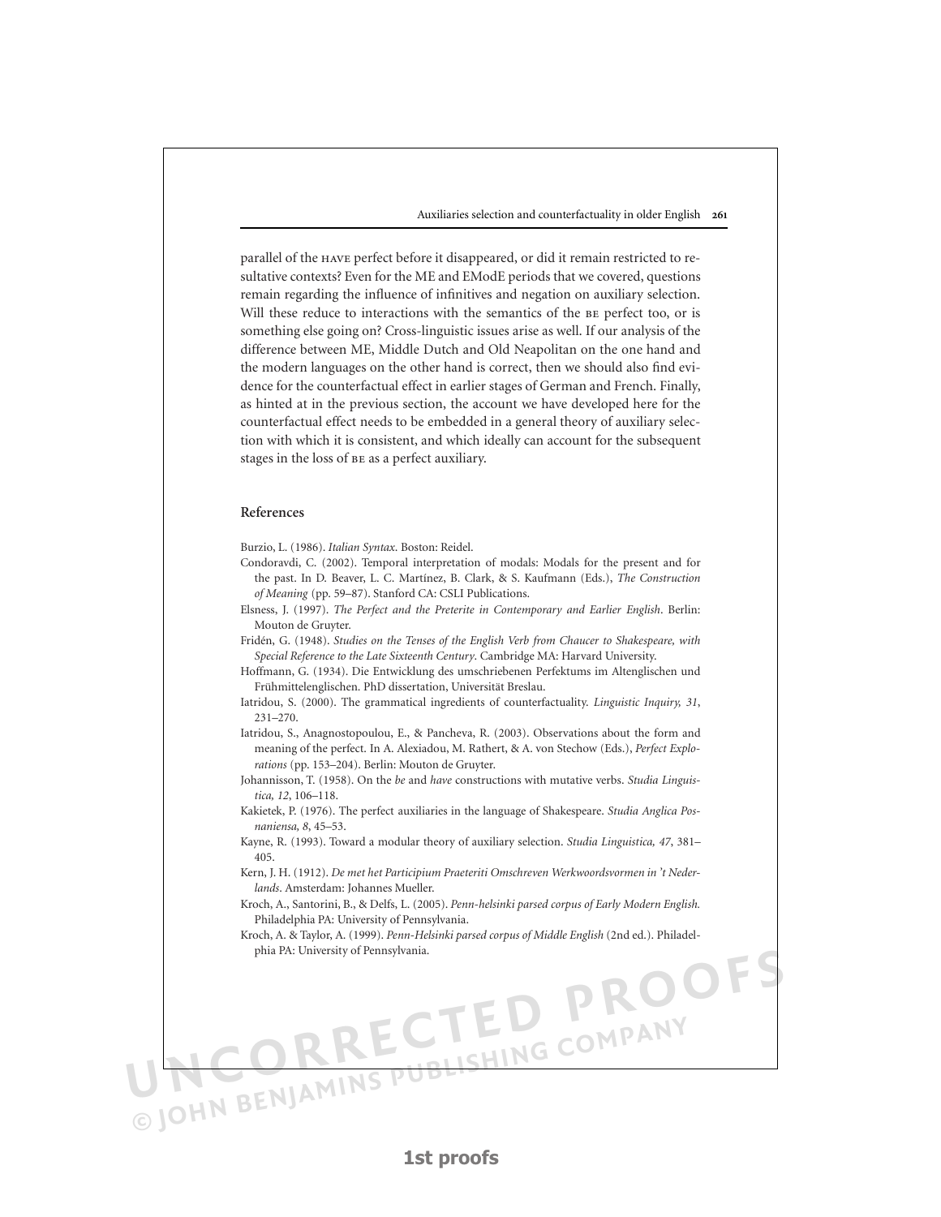parallel of the HAVE perfect before it disappeared, or did it remain restricted to resultative contexts? Even for the ME and EModE periods that we covered, questions remain regarding the influence of infinitives and negation on auxiliary selection. Will these reduce to interactions with the semantics of the BE perfect too, or is something else going on? Cross-linguistic issues arise as well. If our analysis of the difference between ME, Middle Dutch and Old Neapolitan on the one hand and the modern languages on the other hand is correct, then we should also find evidence for the counterfactual effect in earlier stages of German and French. Finally, as hinted at in the previous section, the account we have developed here for the counterfactual effect needs to be embedded in a general theory of auxiliary selection with which it is consistent, and which ideally can account for the subsequent stages in the loss of BE as a perfect auxiliary.

## References

Burzio, L. (1986). *Italian Syntax*. Boston: Reidel.

Condoravdi, C. (2002). Temporal interpretation of modals: Modals for the present and for the past. In D. Beaver, L. C. Martínez, B. Clark, & S. Kaufmann (Eds.), *The Construction of Meaning* (pp. 59–87). Stanford CA: CSLI Publications.

Elsness, J. (1997). *The Perfect and the Preterite in Contemporary and Earlier English*. Berlin: Mouton de Gruyter.

Fridén, G. (1948). *Studies on the Tenses of the English Verb from Chaucer to Shakespeare, with Special Reference to the Late Sixteenth Century*. Cambridge MA: Harvard University.

Hoffmann, G. (1934). Die Entwicklung des umschriebenen Perfektums im Altenglischen und Frühmittelenglischen. PhD dissertation, Universität Breslau.

Iatridou, S. (2000). The grammatical ingredients of counterfactuality. *Linguistic Inquiry, 31*, 231–270.

Iatridou, S., Anagnostopoulou, E., & Pancheva, R. (2003). Observations about the form and meaning of the perfect. In A. Alexiadou, M. Rathert, & A. von Stechow (Eds.), *Perfect Explorations* (pp. 153–204). Berlin: Mouton de Gruyter.

Johannisson, T. (1958). On the *be* and *have* constructions with mutative verbs. *Studia Linguistica, 12*, 106–118.

Kakietek, P. (1976). The perfect auxiliaries in the language of Shakespeare. *Studia Anglica Posnaniensa, 8*, 45–53.

Kayne, R. (1993). Toward a modular theory of auxiliary selection. *Studia Linguistica, 47*, 381–405.

Kern, J. H. (1912). *De met het Participium Praeteriti Omschreven Werkwoordsvormen in 't Nederlands*. Amsterdam: Johannes Mueller.

Kroch, A., Santorini, B., & Delfs, L. (2005). *Penn-helsinki parsed corpus of Early Modern English.* Philadelphia PA: University of Pennsylvania.

Kroch, A. & Taylor, A. (1999). *Penn-Helsinki parsed corpus of Middle English* (2nd ed.). Philadelphia PA: University of Pennsylvania.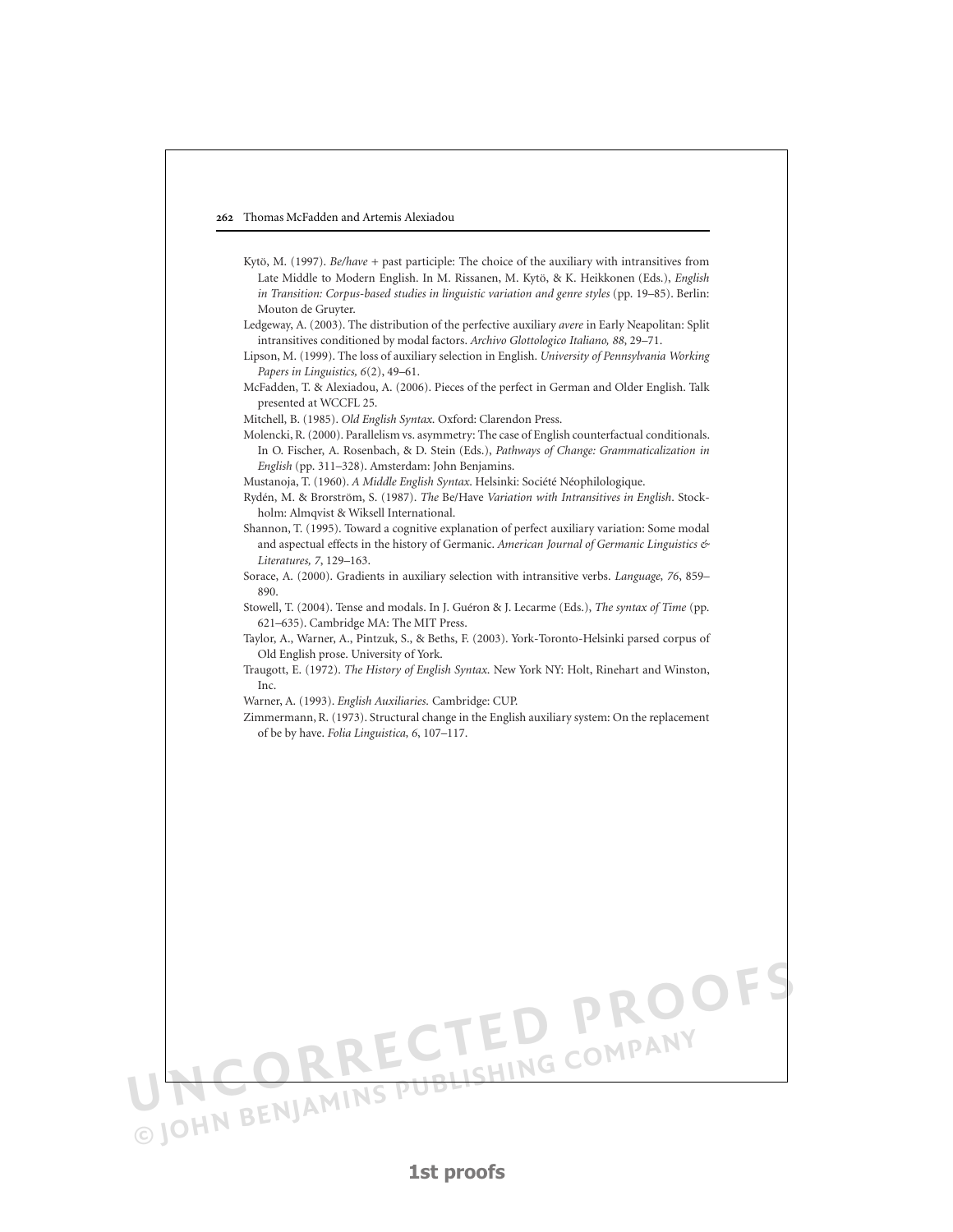Kytö, M. (1997). *Be/have* + past participle: The choice of the auxiliary with intransitives from Late Middle to Modern English. In M. Rissanen, M. Kytö, & K. Heikkonen (Eds.), *English in Transition: Corpus-based studies in linguistic variation and genre styles* (pp. 19–85). Berlin: Mouton de Gruyter.

Ledgeway, A. (2003). The distribution of the perfective auxiliary *avere* in Early Neapolitan: Split intransitives conditioned by modal factors. *Archivo Glottologico Italiano, 88*, 29–71.

Lipson, M. (1999). The loss of auxiliary selection in English. *University of Pennsylvania Working Papers in Linguistics, 6*(2), 49–61.

McFadden, T. & Alexiadou, A. (2006). Pieces of the perfect in German and Older English. Talk presented at WCCFL 25.

Mitchell, B. (1985). *Old English Syntax*. Oxford: Clarendon Press.

Molencki, R. (2000). Parallelism vs. asymmetry: The case of English counterfactual conditionals. In O. Fischer, A. Rosenbach, & D. Stein (Eds.), *Pathways of Change: Grammaticalization in English* (pp. 311–328). Amsterdam: John Benjamins.

Mustanoja, T. (1960). *A Middle English Syntax*. Helsinki: Société Néophilologique.

Rydén, M. & Brorström, S. (1987). *The* Be/Have *Variation with Intransitives in English*. Stockholm: Almqvist & Wiksell International.

Shannon, T. (1995). Toward a cognitive explanation of perfect auxiliary variation: Some modal and aspectual effects in the history of Germanic. *American Journal of Germanic Linguistics & Literatures, 7*, 129–163.

Sorace, A. (2000). Gradients in auxiliary selection with intransitive verbs. *Language, 76*, 859–890.

Stowell, T. (2004). Tense and modals. In J. Guéron & J. Lecarme (Eds.), *The syntax of Time* (pp. 621–635). Cambridge MA: The MIT Press.

Taylor, A., Warner, A., Pintzuk, S., & Beths, F. (2003). York-Toronto-Helsinki parsed corpus of Old English prose. University of York.

Traugott, E. (1972). *The History of English Syntax*. New York NY: Holt, Rinehart and Winston, Inc.

Warner, A. (1993). *English Auxiliaries*. Cambridge: CUP.

Zimmermann, R. (1973). Structural change in the English auxiliary system: On the replacement of be by have. *Folia Linguistica, 6*, 107–117.